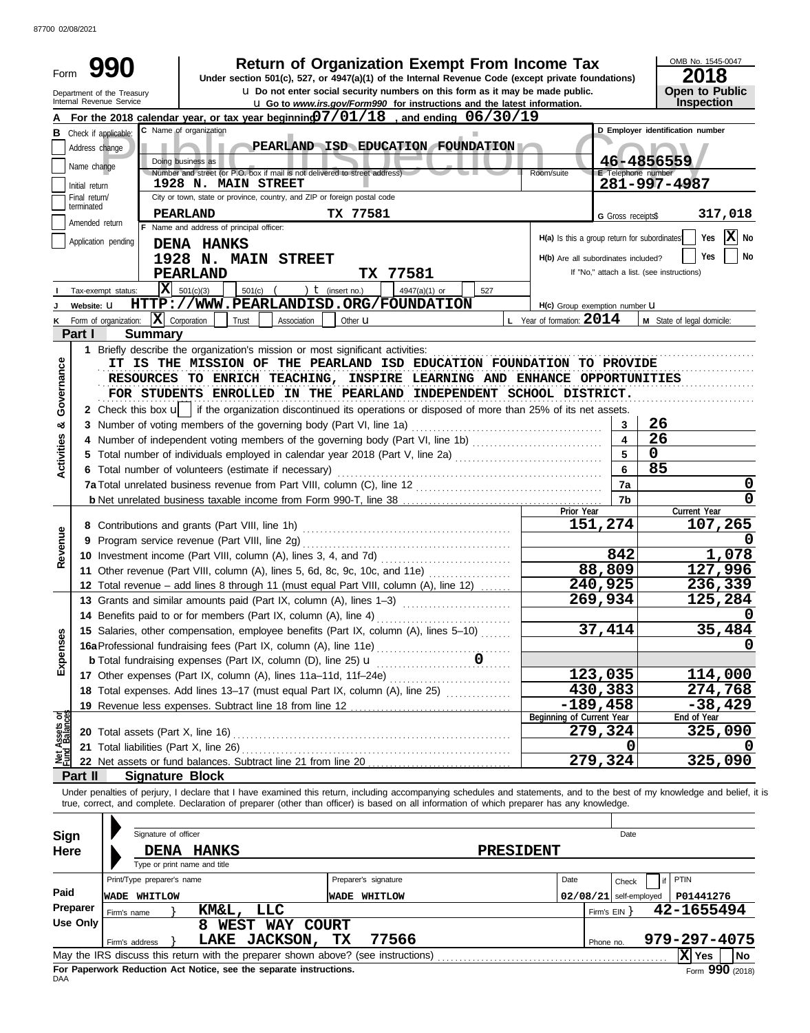87700 02/08/2021

# Form 990 — Return of Organization Exempt From Income Tax

**Under section 501(c), 527, or 4947(a)(1) of the Internal Revenue Code (except private foundations)**

u Do not enter social security numbers on this form as it may be made public.

u Go to *www.irs.gov/Form990* for instructions and the latest information.

Department of the Treasury
Internal Revenue Service

OMB No. 1545-0047

**2018**

**Open to Public Inspection**

**A** For the 2018 calendar year, or tax year beginning 07/01/18 , and ending 06/30/19

**B** Check if applicable: Address change / Name change / Initial return / Final return/terminated / Amended return / Application pending

**C** Name of organization: **PEARLAND ISD EDUCATION FOUNDATION**

Doing business as

Number and street (or P.O. box if mail is not delivered to street address): **1928 N. MAIN STREET** Room/suite

City or town, state or province, country, and ZIP or foreign postal code: **PEARLAND TX 77581**

**D** Employer identification number: **46-4856559**

**E** Telephone number: **281-997-4987**

**G** Gross receipts $ **317,018**

**F** Name and address of principal officer:
DENA HANKS
1928 N. MAIN STREET
PEARLAND TX 77581

H(a) Is this a group return for subordinates? Yes [ ] No [X]

H(b) Are all subordinates included? Yes [ ] No [ ]
If "No," attach a list. (see instructions)

**I** Tax-exempt status: [X] 501(c)(3) [ ] 501(c) ( ) t (insert no.) [ ] 4947(a)(1) or [ ] 527

**J** Website: u HTTP://WWW.PEARLANDISD.ORG/FOUNDATION

H(c) Group exemption number u

**K** Form of organization: [X] Corporation [ ] Trust [ ] Association [ ] Other u

**L** Year of formation: **2014**

**M** State of legal domicile:

## Part I Summary

**Activities & Governance**

1 Briefly describe the organization's mission or most significant activities:
IT IS THE MISSION OF THE PEARLAND ISD EDUCATION FOUNDATION TO PROVIDE RESOURCES TO ENRICH TEACHING, INSPIRE LEARNING AND ENHANCE OPPORTUNITIES FOR STUDENTS ENROLLED IN THE PEARLAND INDEPENDENT SCHOOL DISTRICT.

2 Check this box u [ ] if the organization discontinued its operations or disposed of more than 25% of its net assets.

| Line | Description | | Value |
|---|---|---|---|
| 3 | Number of voting members of the governing body (Part VI, line 1a) | 3 | 26 |
| 4 | Number of independent voting members of the governing body (Part VI, line 1b) | 4 | 26 |
| 5 | Total number of individuals employed in calendar year 2018 (Part V, line 2a) | 5 | 0 |
| 6 | Total number of volunteers (estimate if necessary) | 6 | 85 |
| 7a | Total unrelated business revenue from Part VIII, column (C), line 12 | 7a | 0 |
| 7b | Net unrelated business taxable income from Form 990-T, line 38 | 7b | 0 |

| | | Prior Year | Current Year |
|---|---|---|---|
| **Revenue** | | | |
| 8 | Contributions and grants (Part VIII, line 1h) | 151,274 | 107,265 |
| 9 | Program service revenue (Part VIII, line 2g) | | 0 |
| 10 | Investment income (Part VIII, column (A), lines 3, 4, and 7d) | 842 | 1,078 |
| 11 | Other revenue (Part VIII, column (A), lines 5, 6d, 8c, 9c, 10c, and 11e) | 88,809 | 127,996 |
| 12 | Total revenue – add lines 8 through 11 (must equal Part VIII, column (A), line 12) | 240,925 | 236,339 |
| **Expenses** | | | |
| 13 | Grants and similar amounts paid (Part IX, column (A), lines 1–3) | 269,934 | 125,284 |
| 14 | Benefits paid to or for members (Part IX, column (A), line 4) | | 0 |
| 15 | Salaries, other compensation, employee benefits (Part IX, column (A), lines 5–10) | 37,414 | 35,484 |
| 16a | Professional fundraising fees (Part IX, column (A), line 11e) | | 0 |
| b | Total fundraising expenses (Part IX, column (D), line 25) u 0 | | |
| 17 | Other expenses (Part IX, column (A), lines 11a–11d, 11f–24e) | 123,035 | 114,000 |
| 18 | Total expenses. Add lines 13–17 (must equal Part IX, column (A), line 25) | 430,383 | 274,768 |
| 19 | Revenue less expenses. Subtract line 18 from line 12 | -189,458 | -38,429 |

| **Net Assets or Fund Balances** | | Beginning of Current Year | End of Year |
|---|---|---|---|
| 20 | Total assets (Part X, line 16) | 279,324 | 325,090 |
| 21 | Total liabilities (Part X, line 26) | 0 | 0 |
| 22 | Net assets or fund balances. Subtract line 21 from line 20 | 279,324 | 325,090 |

## Part II Signature Block

Under penalties of perjury, I declare that I have examined this return, including accompanying schedules and statements, and to the best of my knowledge and belief, it is true, correct, and complete. Declaration of preparer (other than officer) is based on all information of which preparer has any knowledge.

**Sign Here**

Signature of officer — Date

DENA HANKS — PRESIDENT
Type or print name and title

**Paid Preparer Use Only**

| Print/Type preparer's name | Preparer's signature | Date | Check if self-employed | PTIN |
|---|---|---|---|---|
| WADE WHITLOW | WADE WHITLOW | 02/08/21 | [ ] | P01441276 |

Firm's name } KM&L, LLC — Firm's EIN } 42-1655494

Firm's address } 8 WEST WAY COURT, LAKE JACKSON, TX 77566 — Phone no. 979-297-4075

May the IRS discuss this return with the preparer shown above? (see instructions) [X] Yes [ ] No

**For Paperwork Reduction Act Notice, see the separate instructions.**

DAA — Form **990** (2018)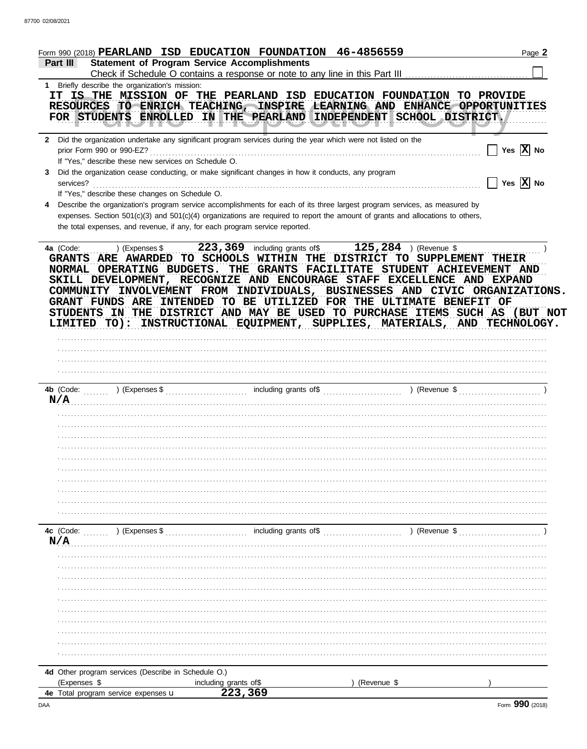Form 990 (2018) **PEARLAND ISD EDUCATION FOUNDATION 46-4856559**

## Part III Statement of Program Service Accomplishments

Check if Schedule O contains a response or note to any line in this Part III ☐

**1** Briefly describe the organization's mission:

IT IS THE MISSION OF THE PEARLAND ISD EDUCATION FOUNDATION TO PROVIDE RESOURCES TO ENRICH TEACHING, INSPIRE LEARNING AND ENHANCE OPPORTUNITIES FOR STUDENTS ENROLLED IN THE PEARLAND INDEPENDENT SCHOOL DISTRICT.

**2** Did the organization undertake any significant program services during the year which were not listed on the prior Form 990 or 990-EZ? ☐ Yes ☒ No

If "Yes," describe these new services on Schedule O.

**3** Did the organization cease conducting, or make significant changes in how it conducts, any program services? ☐ Yes ☒ No

If "Yes," describe these changes on Schedule O.

**4** Describe the organization's program service accomplishments for each of its three largest program services, as measured by expenses. Section 501(c)(3) and 501(c)(4) organizations are required to report the amount of grants and allocations to others, the total expenses, and revenue, if any, for each program service reported.

**4a** (Code: ) (Expenses $ 223,369 including grants of$ 125,284 ) (Revenue $ )

GRANTS ARE AWARDED TO SCHOOLS WITHIN THE DISTRICT TO SUPPLEMENT THEIR NORMAL OPERATING BUDGETS. THE GRANTS FACILITATE STUDENT ACHIEVEMENT AND SKILL DEVELOPMENT, RECOGNIZE AND ENCOURAGE STAFF EXCELLENCE AND EXPAND COMMUNITY INVOLVEMENT FROM INDIVIDUALS, BUSINESSES AND CIVIC ORGANIZATIONS. GRANT FUNDS ARE INTENDED TO BE UTILIZED FOR THE ULTIMATE BENEFIT OF STUDENTS IN THE DISTRICT AND MAY BE USED TO PURCHASE ITEMS SUCH AS (BUT NOT LIMITED TO): INSTRUCTIONAL EQUIPMENT, SUPPLIES, MATERIALS, AND TECHNOLOGY.

**4b** (Code: ) (Expenses $ including grants of$ ) (Revenue $ )

N/A

**4c** (Code: ) (Expenses $ including grants of$ ) (Revenue $ )

N/A

**4d** Other program services (Describe in Schedule O.)

(Expenses $ including grants of$ ) (Revenue $ )

**4e** Total program service expenses u **223,369**

Form **990** (2018)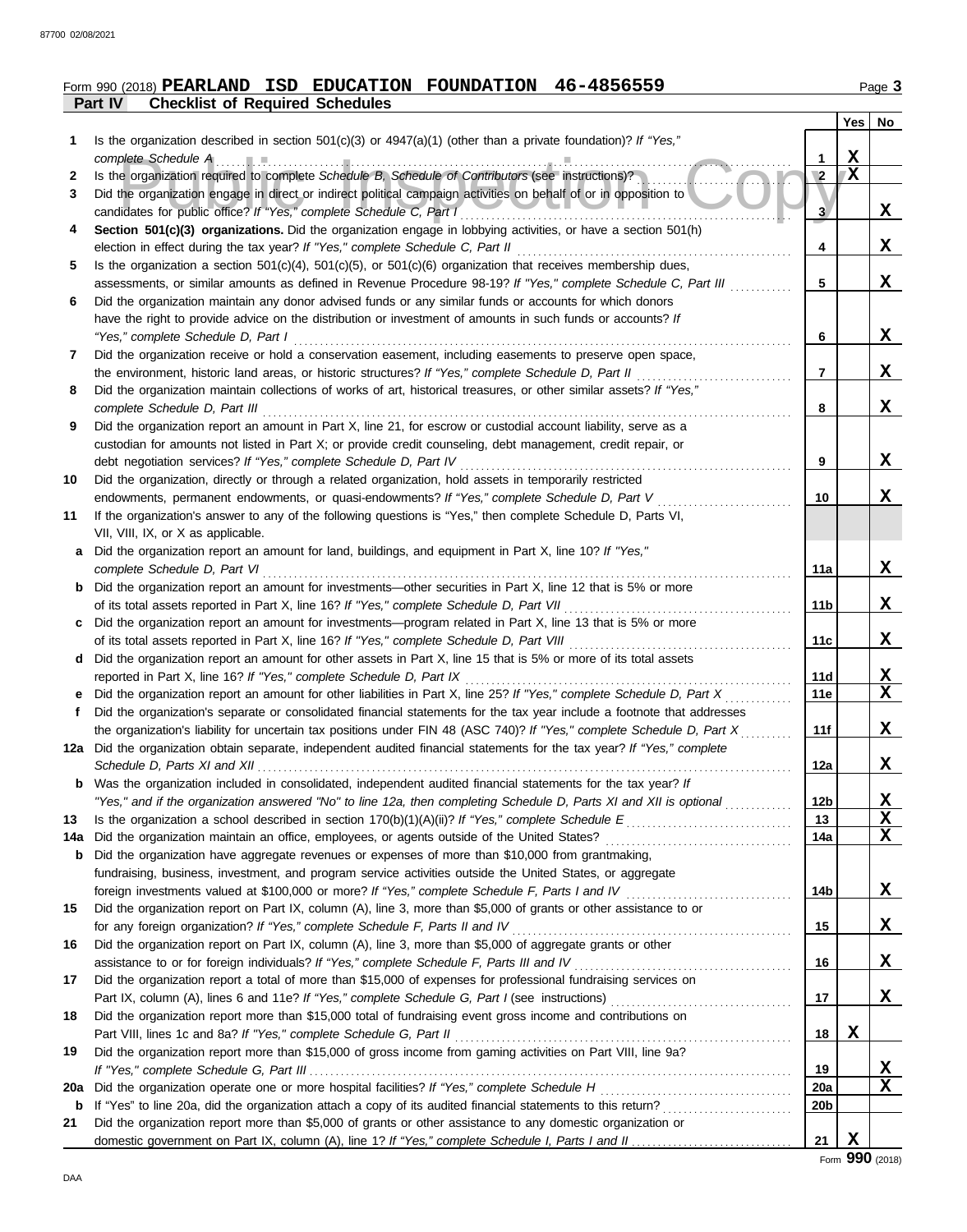Form 990 (2018) **PEARLAND ISD EDUCATION FOUNDATION 46-4856559** Page **3**

**Part IV Checklist of Required Schedules**

| | | | Yes | No |
|---|---|---|---|---|
| **1** | Is the organization described in section 501(c)(3) or 4947(a)(1) (other than a private foundation)? *If "Yes," complete Schedule A* | **1** | X | |
| **2** | Is the organization required to complete *Schedule B, Schedule of Contributors* (see instructions)? | **2** | X | |
| **3** | Did the organization engage in direct or indirect political campaign activities on behalf of or in opposition to candidates for public office? *If "Yes," complete Schedule C, Part I* | **3** | | X |
| **4** | **Section 501(c)(3) organizations.** Did the organization engage in lobbying activities, or have a section 501(h) election in effect during the tax year? *If "Yes," complete Schedule C, Part II* | **4** | | X |
| **5** | Is the organization a section 501(c)(4), 501(c)(5), or 501(c)(6) organization that receives membership dues, assessments, or similar amounts as defined in Revenue Procedure 98-19? *If "Yes," complete Schedule C, Part III* | **5** | | X |
| **6** | Did the organization maintain any donor advised funds or any similar funds or accounts for which donors have the right to provide advice on the distribution or investment of amounts in such funds or accounts? *If "Yes," complete Schedule D, Part I* | **6** | | X |
| **7** | Did the organization receive or hold a conservation easement, including easements to preserve open space, the environment, historic land areas, or historic structures? *If "Yes," complete Schedule D, Part II* | **7** | | X |
| **8** | Did the organization maintain collections of works of art, historical treasures, or other similar assets? *If "Yes," complete Schedule D, Part III* | **8** | | X |
| **9** | Did the organization report an amount in Part X, line 21, for escrow or custodial account liability, serve as a custodian for amounts not listed in Part X; or provide credit counseling, debt management, credit repair, or debt negotiation services? *If "Yes," complete Schedule D, Part IV* | **9** | | X |
| **10** | Did the organization, directly or through a related organization, hold assets in temporarily restricted endowments, permanent endowments, or quasi-endowments? *If "Yes," complete Schedule D, Part V* | **10** | | X |
| **11** | If the organization's answer to any of the following questions is "Yes," then complete Schedule D, Parts VI, VII, VIII, IX, or X as applicable. | | | |
| **a** | Did the organization report an amount for land, buildings, and equipment in Part X, line 10? *If "Yes," complete Schedule D, Part VI* | **11a** | | X |
| **b** | Did the organization report an amount for investments—other securities in Part X, line 12 that is 5% or more of its total assets reported in Part X, line 16? *If "Yes," complete Schedule D, Part VII* | **11b** | | X |
| **c** | Did the organization report an amount for investments—program related in Part X, line 13 that is 5% or more of its total assets reported in Part X, line 16? *If "Yes," complete Schedule D, Part VIII* | **11c** | | X |
| **d** | Did the organization report an amount for other assets in Part X, line 15 that is 5% or more of its total assets reported in Part X, line 16? *If "Yes," complete Schedule D, Part IX* | **11d** | | X |
| **e** | Did the organization report an amount for other liabilities in Part X, line 25? *If "Yes," complete Schedule D, Part X* | **11e** | | X |
| **f** | Did the organization's separate or consolidated financial statements for the tax year include a footnote that addresses the organization's liability for uncertain tax positions under FIN 48 (ASC 740)? *If "Yes," complete Schedule D, Part X* | **11f** | | X |
| **12a** | Did the organization obtain separate, independent audited financial statements for the tax year? *If "Yes," complete Schedule D, Parts XI and XII* | **12a** | | X |
| **b** | Was the organization included in consolidated, independent audited financial statements for the tax year? *If "Yes," and if the organization answered "No" to line 12a, then completing Schedule D, Parts XI and XII is optional* | **12b** | | X |
| **13** | Is the organization a school described in section 170(b)(1)(A)(ii)? *If "Yes," complete Schedule E* | **13** | | X |
| **14a** | Did the organization maintain an office, employees, or agents outside of the United States? | **14a** | | X |
| **b** | Did the organization have aggregate revenues or expenses of more than $10,000 from grantmaking, fundraising, business, investment, and program service activities outside the United States, or aggregate foreign investments valued at $100,000 or more? *If "Yes," complete Schedule F, Parts I and IV* | **14b** | | X |
| **15** | Did the organization report on Part IX, column (A), line 3, more than $5,000 of grants or other assistance to or for any foreign organization? *If "Yes," complete Schedule F, Parts II and IV* | **15** | | X |
| **16** | Did the organization report on Part IX, column (A), line 3, more than $5,000 of aggregate grants or other assistance to or for foreign individuals? *If "Yes," complete Schedule F, Parts III and IV* | **16** | | X |
| **17** | Did the organization report a total of more than $15,000 of expenses for professional fundraising services on Part IX, column (A), lines 6 and 11e? *If "Yes," complete Schedule G, Part I* (see instructions) | **17** | | X |
| **18** | Did the organization report more than $15,000 total of fundraising event gross income and contributions on Part VIII, lines 1c and 8a? *If "Yes," complete Schedule G, Part II* | **18** | X | |
| **19** | Did the organization report more than $15,000 of gross income from gaming activities on Part VIII, line 9a? *If "Yes," complete Schedule G, Part III* | **19** | | X |
| **20a** | Did the organization operate one or more hospital facilities? *If "Yes," complete Schedule H* | **20a** | | X |
| **b** | If "Yes" to line 20a, did the organization attach a copy of its audited financial statements to this return? | **20b** | | |
| **21** | Did the organization report more than $5,000 of grants or other assistance to any domestic organization or domestic government on Part IX, column (A), line 1? *If "Yes," complete Schedule I, Parts I and II* | **21** | X | |

Form **990** (2018)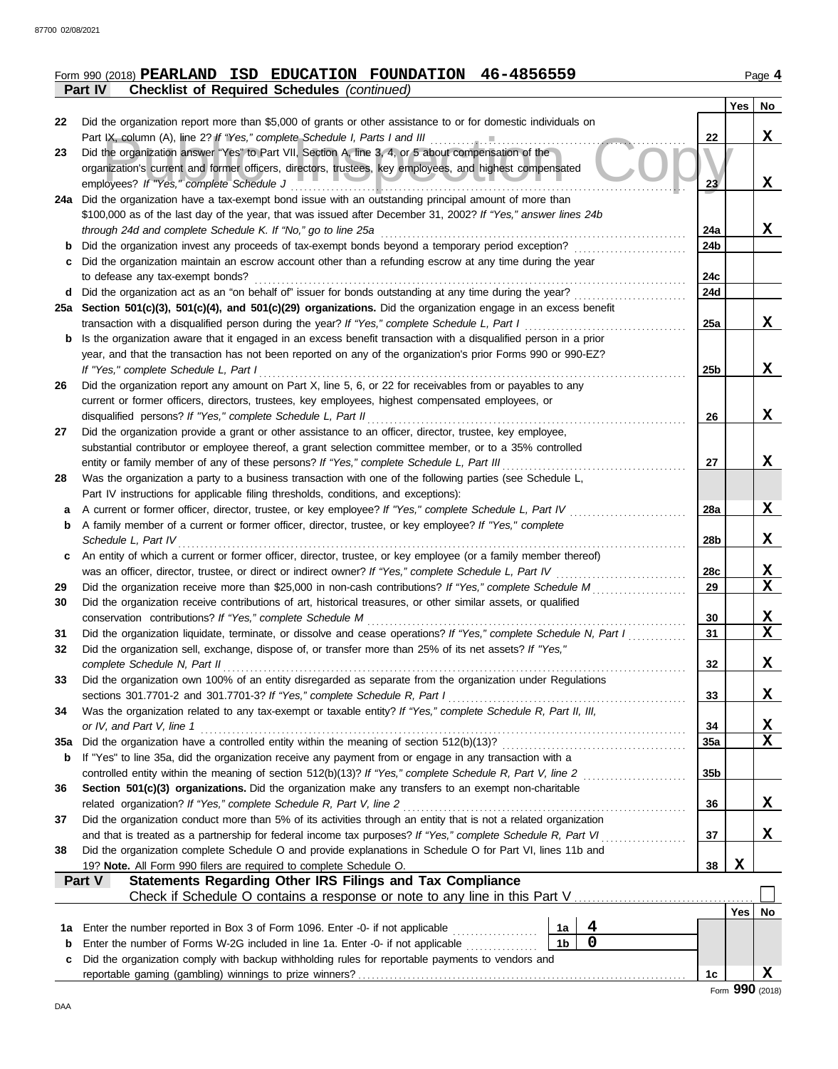Form 990 (2018) **PEARLAND ISD EDUCATION FOUNDATION 46-4856559** Page **4**

**Part IV Checklist of Required Schedules** *(continued)*

| | | | Yes | No |
|---|---|---|---|---|
| 22 | Did the organization report more than $5,000 of grants or other assistance to or for domestic individuals on Part IX, column (A), line 2? *If "Yes," complete Schedule I, Parts I and III* | 22 | | X |
| 23 | Did the organization answer "Yes" to Part VII, Section A, line 3, 4, or 5 about compensation of the organization's current and former officers, directors, trustees, key employees, and highest compensated employees? *If "Yes," complete Schedule J* | 23 | | X |
| 24a | Did the organization have a tax-exempt bond issue with an outstanding principal amount of more than $100,000 as of the last day of the year, that was issued after December 31, 2002? *If "Yes," answer lines 24b through 24d and complete Schedule K. If "No," go to line 25a* | 24a | | X |
| b | Did the organization invest any proceeds of tax-exempt bonds beyond a temporary period exception? | 24b | | |
| c | Did the organization maintain an escrow account other than a refunding escrow at any time during the year to defease any tax-exempt bonds? | 24c | | |
| d | Did the organization act as an "on behalf of" issuer for bonds outstanding at any time during the year? | 24d | | |
| 25a | **Section 501(c)(3), 501(c)(4), and 501(c)(29) organizations.** Did the organization engage in an excess benefit transaction with a disqualified person during the year? *If "Yes," complete Schedule L, Part I* | 25a | | X |
| b | Is the organization aware that it engaged in an excess benefit transaction with a disqualified person in a prior year, and that the transaction has not been reported on any of the organization's prior Forms 990 or 990-EZ? *If "Yes," complete Schedule L, Part I* | 25b | | X |
| 26 | Did the organization report any amount on Part X, line 5, 6, or 22 for receivables from or payables to any current or former officers, directors, trustees, key employees, highest compensated employees, or disqualified persons? *If "Yes," complete Schedule L, Part II* | 26 | | X |
| 27 | Did the organization provide a grant or other assistance to an officer, director, trustee, key employee, substantial contributor or employee thereof, a grant selection committee member, or to a 35% controlled entity or family member of any of these persons? *If "Yes," complete Schedule L, Part III* | 27 | | X |
| 28 | Was the organization a party to a business transaction with one of the following parties (see Schedule L, Part IV instructions for applicable filing thresholds, conditions, and exceptions): | | | |
| a | A current or former officer, director, trustee, or key employee? *If "Yes," complete Schedule L, Part IV* | 28a | | X |
| b | A family member of a current or former officer, director, trustee, or key employee? *If "Yes," complete Schedule L, Part IV* | 28b | | X |
| c | An entity of which a current or former officer, director, trustee, or key employee (or a family member thereof) was an officer, director, trustee, or direct or indirect owner? *If "Yes," complete Schedule L, Part IV* | 28c | | X |
| 29 | Did the organization receive more than $25,000 in non-cash contributions? *If "Yes," complete Schedule M* | 29 | | X |
| 30 | Did the organization receive contributions of art, historical treasures, or other similar assets, or qualified conservation contributions? *If "Yes," complete Schedule M* | 30 | | X |
| 31 | Did the organization liquidate, terminate, or dissolve and cease operations? *If "Yes," complete Schedule N, Part I* | 31 | | X |
| 32 | Did the organization sell, exchange, dispose of, or transfer more than 25% of its net assets? *If "Yes," complete Schedule N, Part II* | 32 | | X |
| 33 | Did the organization own 100% of an entity disregarded as separate from the organization under Regulations sections 301.7701-2 and 301.7701-3? *If "Yes," complete Schedule R, Part I* | 33 | | X |
| 34 | Was the organization related to any tax-exempt or taxable entity? *If "Yes," complete Schedule R, Part II, III, or IV, and Part V, line 1* | 34 | | X |
| 35a | Did the organization have a controlled entity within the meaning of section 512(b)(13)? | 35a | | X |
| b | If "Yes" to line 35a, did the organization receive any payment from or engage in any transaction with a controlled entity within the meaning of section 512(b)(13)? *If "Yes," complete Schedule R, Part V, line 2* | 35b | | |
| 36 | **Section 501(c)(3) organizations.** Did the organization make any transfers to an exempt non-charitable related organization? *If "Yes," complete Schedule R, Part V, line 2* | 36 | | X |
| 37 | Did the organization conduct more than 5% of its activities through an entity that is not a related organization and that is treated as a partnership for federal income tax purposes? *If "Yes," complete Schedule R, Part VI* | 37 | | X |
| 38 | Did the organization complete Schedule O and provide explanations in Schedule O for Part VI, lines 11b and 19? **Note.** All Form 990 filers are required to complete Schedule O. | 38 | X | |

**Part V Statements Regarding Other IRS Filings and Tax Compliance**

Check if Schedule O contains a response or note to any line in this Part V ☐

| | | | | | Yes | No |
|---|---|---|---|---|---|---|
| 1a | Enter the number reported in Box 3 of Form 1096. Enter -0- if not applicable | 1a | 4 | | | |
| b | Enter the number of Forms W-2G included in line 1a. Enter -0- if not applicable | 1b | 0 | | | |
| c | Did the organization comply with backup withholding rules for reportable payments to vendors and reportable gaming (gambling) winnings to prize winners? | | | 1c | | X |

Form **990** (2018)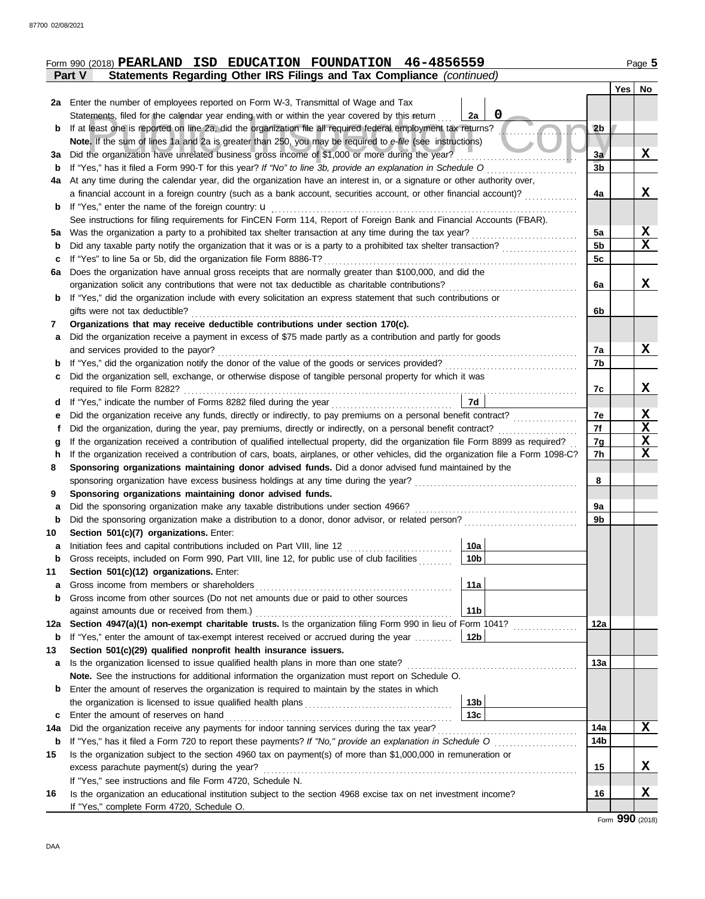Form 990 (2018) **PEARLAND ISD EDUCATION FOUNDATION 46-4856559** Page **5**

**Part V Statements Regarding Other IRS Filings and Tax Compliance** *(continued)*

| | | | | | Yes | No |
|---|---|---|---|---|---|---|
| **2a** | Enter the number of employees reported on Form W-3, Transmittal of Wage and Tax Statements, filed for the calendar year ending with or within the year covered by this return | 2a | 0 | | | |
| **b** | If at least one is reported on line 2a, did the organization file all required federal employment tax returns? | | | 2b | | |
| | **Note.** If the sum of lines 1a and 2a is greater than 250, you may be required to *e-file* (see instructions) | | | | | |
| **3a** | Did the organization have unrelated business gross income of $1,000 or more during the year? | | | 3a | | X |
| **b** | If "Yes," has it filed a Form 990-T for this year? *If "No" to line 3b, provide an explanation in Schedule O* | | | 3b | | |
| **4a** | At any time during the calendar year, did the organization have an interest in, or a signature or other authority over, a financial account in a foreign country (such as a bank account, securities account, or other financial account)? | | | 4a | | X |
| **b** | If "Yes," enter the name of the foreign country: u | | | | | |
| | See instructions for filing requirements for FinCEN Form 114, Report of Foreign Bank and Financial Accounts (FBAR). | | | | | |
| **5a** | Was the organization a party to a prohibited tax shelter transaction at any time during the tax year? | | | 5a | | X |
| **b** | Did any taxable party notify the organization that it was or is a party to a prohibited tax shelter transaction? | | | 5b | | X |
| **c** | If "Yes" to line 5a or 5b, did the organization file Form 8886-T? | | | 5c | | |
| **6a** | Does the organization have annual gross receipts that are normally greater than $100,000, and did the organization solicit any contributions that were not tax deductible as charitable contributions? | | | 6a | | X |
| **b** | If "Yes," did the organization include with every solicitation an express statement that such contributions or gifts were not tax deductible? | | | 6b | | |
| **7** | **Organizations that may receive deductible contributions under section 170(c).** | | | | | |
| **a** | Did the organization receive a payment in excess of $75 made partly as a contribution and partly for goods and services provided to the payor? | | | 7a | | X |
| **b** | If "Yes," did the organization notify the donor of the value of the goods or services provided? | | | 7b | | |
| **c** | Did the organization sell, exchange, or otherwise dispose of tangible personal property for which it was required to file Form 8282? | | | 7c | | X |
| **d** | If "Yes," indicate the number of Forms 8282 filed during the year | 7d | | | | |
| **e** | Did the organization receive any funds, directly or indirectly, to pay premiums on a personal benefit contract? | | | 7e | | X |
| **f** | Did the organization, during the year, pay premiums, directly or indirectly, on a personal benefit contract? | | | 7f | | X |
| **g** | If the organization received a contribution of qualified intellectual property, did the organization file Form 8899 as required? | | | 7g | | X |
| **h** | If the organization received a contribution of cars, boats, airplanes, or other vehicles, did the organization file a Form 1098-C? | | | 7h | | X |
| **8** | **Sponsoring organizations maintaining donor advised funds.** Did a donor advised fund maintained by the sponsoring organization have excess business holdings at any time during the year? | | | 8 | | |
| **9** | **Sponsoring organizations maintaining donor advised funds.** | | | | | |
| **a** | Did the sponsoring organization make any taxable distributions under section 4966? | | | 9a | | |
| **b** | Did the sponsoring organization make a distribution to a donor, donor advisor, or related person? | | | 9b | | |
| **10** | **Section 501(c)(7) organizations.** Enter: | | | | | |
| **a** | Initiation fees and capital contributions included on Part VIII, line 12 | 10a | | | | |
| **b** | Gross receipts, included on Form 990, Part VIII, line 12, for public use of club facilities | 10b | | | | |
| **11** | **Section 501(c)(12) organizations.** Enter: | | | | | |
| **a** | Gross income from members or shareholders | 11a | | | | |
| **b** | Gross income from other sources (Do not net amounts due or paid to other sources against amounts due or received from them.) | 11b | | | | |
| **12a** | **Section 4947(a)(1) non-exempt charitable trusts.** Is the organization filing Form 990 in lieu of Form 1041? | | | 12a | | |
| **b** | If "Yes," enter the amount of tax-exempt interest received or accrued during the year | 12b | | | | |
| **13** | **Section 501(c)(29) qualified nonprofit health insurance issuers.** | | | | | |
| **a** | Is the organization licensed to issue qualified health plans in more than one state? | | | 13a | | |
| | **Note.** See the instructions for additional information the organization must report on Schedule O. | | | | | |
| **b** | Enter the amount of reserves the organization is required to maintain by the states in which the organization is licensed to issue qualified health plans | 13b | | | | |
| **c** | Enter the amount of reserves on hand | 13c | | | | |
| **14a** | Did the organization receive any payments for indoor tanning services during the tax year? | | | 14a | | X |
| **b** | If "Yes," has it filed a Form 720 to report these payments? *If "No," provide an explanation in Schedule O* | | | 14b | | |
| **15** | Is the organization subject to the section 4960 tax on payment(s) of more than $1,000,000 in remuneration or excess parachute payment(s) during the year? | | | 15 | | X |
| | If "Yes," see instructions and file Form 4720, Schedule N. | | | | | |
| **16** | Is the organization an educational institution subject to the section 4968 excise tax on net investment income? | | | 16 | | X |
| | If "Yes," complete Form 4720, Schedule O. | | | | | |

Form **990** (2018)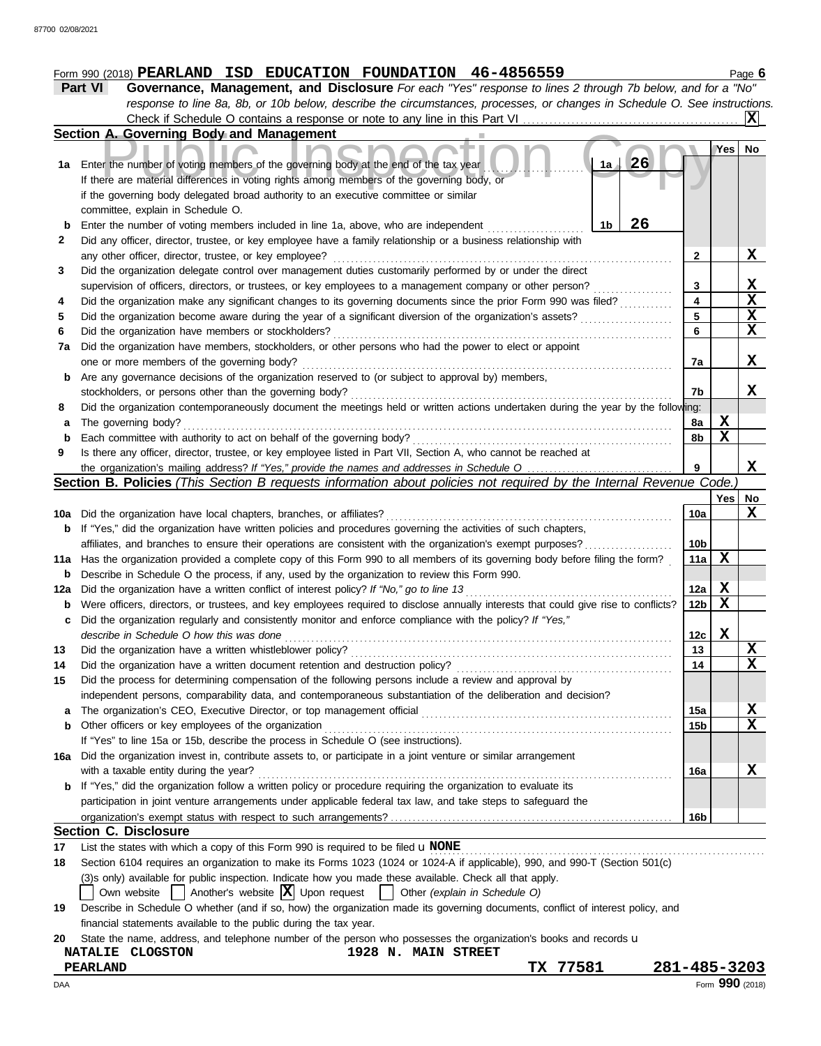Form 990 (2018) **PEARLAND ISD EDUCATION FOUNDATION 46-4856559** Page **6**

**Part VI — Governance, Management, and Disclosure** *For each "Yes" response to lines 2 through 7b below, and for a "No" response to line 8a, 8b, or 10b below, describe the circumstances, processes, or changes in Schedule O. See instructions.*

Check if Schedule O contains a response or note to any line in this Part VI . . . . . **X**

### Section A. Governing Body and Management

| | | Line | Yes | No |
|---|---|---|---|---|
| **1a** | Enter the number of voting members of the governing body at the end of the tax year . . . . 1a **26**<br>If there are material differences in voting rights among members of the governing body, or if the governing body delegated broad authority to an executive committee or similar committee, explain in Schedule O. | | | |
| **b** | Enter the number of voting members included in line 1a, above, who are independent . . . . 1b **26** | | | |
| **2** | Did any officer, director, trustee, or key employee have a family relationship or a business relationship with any other officer, director, trustee, or key employee? | 2 | | X |
| **3** | Did the organization delegate control over management duties customarily performed by or under the direct supervision of officers, directors, or trustees, or key employees to a management company or other person? | 3 | | X |
| **4** | Did the organization make any significant changes to its governing documents since the prior Form 990 was filed? | 4 | | X |
| **5** | Did the organization become aware during the year of a significant diversion of the organization's assets? | 5 | | X |
| **6** | Did the organization have members or stockholders? | 6 | | X |
| **7a** | Did the organization have members, stockholders, or other persons who had the power to elect or appoint one or more members of the governing body? | 7a | | X |
| **b** | Are any governance decisions of the organization reserved to (or subject to approval by) members, stockholders, or persons other than the governing body? | 7b | | X |
| **8** | Did the organization contemporaneously document the meetings held or written actions undertaken during the year by the following: | | | |
| **a** | The governing body? | 8a | X | |
| **b** | Each committee with authority to act on behalf of the governing body? | 8b | X | |
| **9** | Is there any officer, director, trustee, or key employee listed in Part VII, Section A, who cannot be reached at the organization's mailing address? *If "Yes," provide the names and addresses in Schedule O* | 9 | | X |

### Section B. Policies *(This Section B requests information about policies not required by the Internal Revenue Code.)*

| | | Line | Yes | No |
|---|---|---|---|---|
| **10a** | Did the organization have local chapters, branches, or affiliates? | 10a | | X |
| **b** | If "Yes," did the organization have written policies and procedures governing the activities of such chapters, affiliates, and branches to ensure their operations are consistent with the organization's exempt purposes? | 10b | | |
| **11a** | Has the organization provided a complete copy of this Form 990 to all members of its governing body before filing the form? | 11a | X | |
| **b** | Describe in Schedule O the process, if any, used by the organization to review this Form 990. | | | |
| **12a** | Did the organization have a written conflict of interest policy? *If "No," go to line 13* | 12a | X | |
| **b** | Were officers, directors, or trustees, and key employees required to disclose annually interests that could give rise to conflicts? | 12b | X | |
| **c** | Did the organization regularly and consistently monitor and enforce compliance with the policy? *If "Yes," describe in Schedule O how this was done* | 12c | X | |
| **13** | Did the organization have a written whistleblower policy? | 13 | | X |
| **14** | Did the organization have a written document retention and destruction policy? | 14 | | X |
| **15** | Did the process for determining compensation of the following persons include a review and approval by independent persons, comparability data, and contemporaneous substantiation of the deliberation and decision? | | | |
| **a** | The organization's CEO, Executive Director, or top management official | 15a | | X |
| **b** | Other officers or key employees of the organization | 15b | | X |
| | If "Yes" to line 15a or 15b, describe the process in Schedule O (see instructions). | | | |
| **16a** | Did the organization invest in, contribute assets to, or participate in a joint venture or similar arrangement with a taxable entity during the year? | 16a | | X |
| **b** | If "Yes," did the organization follow a written policy or procedure requiring the organization to evaluate its participation in joint venture arrangements under applicable federal tax law, and take steps to safeguard the organization's exempt status with respect to such arrangements? | 16b | | |

### Section C. Disclosure

**17** List the states with which a copy of this Form 990 is required to be filed **NONE**

**18** Section 6104 requires an organization to make its Forms 1023 (1024 or 1024-A if applicable), 990, and 990-T (Section 501(c)(3)s only) available for public inspection. Indicate how you made these available. Check all that apply.

☐ Own website ☐ Another's website ☒ Upon request ☐ Other *(explain in Schedule O)*

**19** Describe in Schedule O whether (and if so, how) the organization made its governing documents, conflict of interest policy, and financial statements available to the public during the tax year.

**20** State the name, address, and telephone number of the person who possesses the organization's books and records

**NATALIE CLOGSTON** 1928 N. MAIN STREET
**PEARLAND** TX 77581 281-485-3203

DAA Form **990** (2018)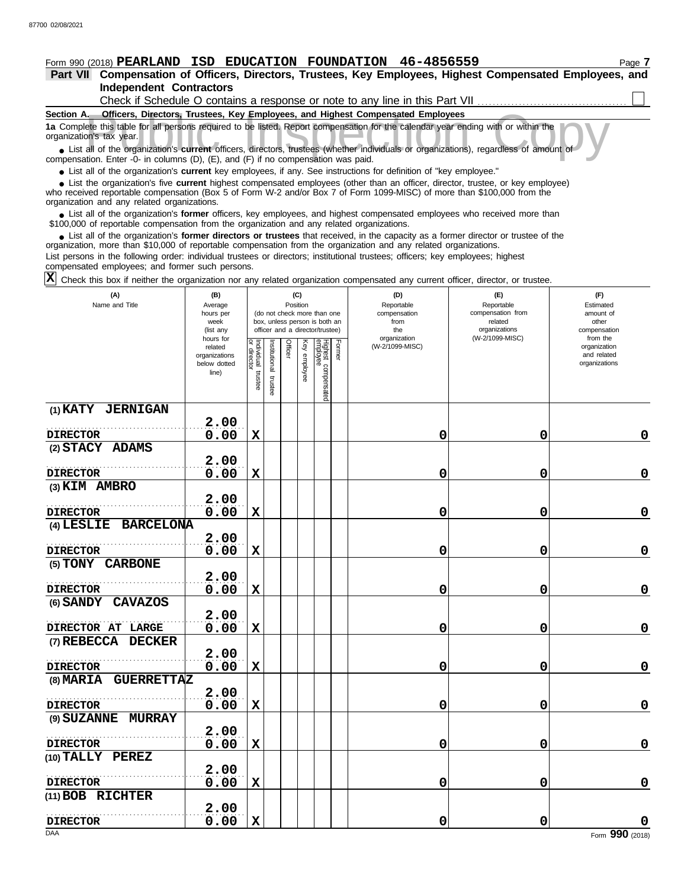Form 990 (2018) **PEARLAND ISD EDUCATION FOUNDATION 46-4856559**

**Part VII Compensation of Officers, Directors, Trustees, Key Employees, Highest Compensated Employees, and Independent Contractors**

Check if Schedule O contains a response or note to any line in this Part VII ☐

**Section A. Officers, Directors, Trustees, Key Employees, and Highest Compensated Employees**

**1a** Complete this table for all persons required to be listed. Report compensation for the calendar year ending with or within the organization's tax year.

- List all of the organization's **current** officers, directors, trustees (whether individuals or organizations), regardless of amount of compensation. Enter -0- in columns (D), (E), and (F) if no compensation was paid.
- List all of the organization's **current** key employees, if any. See instructions for definition of "key employee."
- List the organization's five **current** highest compensated employees (other than an officer, director, trustee, or key employee) who received reportable compensation (Box 5 of Form W-2 and/or Box 7 of Form 1099-MISC) of more than $100,000 from the organization and any related organizations.
- List all of the organization's **former** officers, key employees, and highest compensated employees who received more than $100,000 of reportable compensation from the organization and any related organizations.
- List all of the organization's **former directors or trustees** that received, in the capacity as a former director or trustee of the organization, more than $10,000 of reportable compensation from the organization and any related organizations.

List persons in the following order: individual trustees or directors; institutional trustees; officers; key employees; highest compensated employees; and former such persons.

☒ Check this box if neither the organization nor any related organization compensated any current officer, director, or trustee.

| (A) Name and Title | (B) Average hours per week (list any hours for related organizations below dotted line) | (C) Position: Individual trustee or director | Institutional trustee | Officer | Key employee | Highest compensated employee | Former | (D) Reportable compensation from the organization (W-2/1099-MISC) | (E) Reportable compensation from related organizations (W-2/1099-MISC) | (F) Estimated amount of other compensation from the organization and related organizations |
|---|---|---|---|---|---|---|---|---|---|---|
| (1) KATY JERNIGAN<br>DIRECTOR | 2.00<br>0.00 | X | | | | | | 0 | 0 | 0 |
| (2) STACY ADAMS<br>DIRECTOR | 2.00<br>0.00 | X | | | | | | 0 | 0 | 0 |
| (3) KIM AMBRO<br>DIRECTOR | 2.00<br>0.00 | X | | | | | | 0 | 0 | 0 |
| (4) LESLIE BARCELONA<br>DIRECTOR | 2.00<br>0.00 | X | | | | | | 0 | 0 | 0 |
| (5) TONY CARBONE<br>DIRECTOR | 2.00<br>0.00 | X | | | | | | 0 | 0 | 0 |
| (6) SANDY CAVAZOS<br>DIRECTOR AT LARGE | 2.00<br>0.00 | X | | | | | | 0 | 0 | 0 |
| (7) REBECCA DECKER<br>DIRECTOR | 2.00<br>0.00 | X | | | | | | 0 | 0 | 0 |
| (8) MARIA GUERRETTAZ<br>DIRECTOR | 2.00<br>0.00 | X | | | | | | 0 | 0 | 0 |
| (9) SUZANNE MURRAY<br>DIRECTOR | 2.00<br>0.00 | X | | | | | | 0 | 0 | 0 |
| (10) TALLY PEREZ<br>DIRECTOR | 2.00<br>0.00 | X | | | | | | 0 | 0 | 0 |
| (11) BOB RICHTER<br>DIRECTOR | 2.00<br>0.00 | X | | | | | | 0 | 0 | 0 |

Form **990** (2018)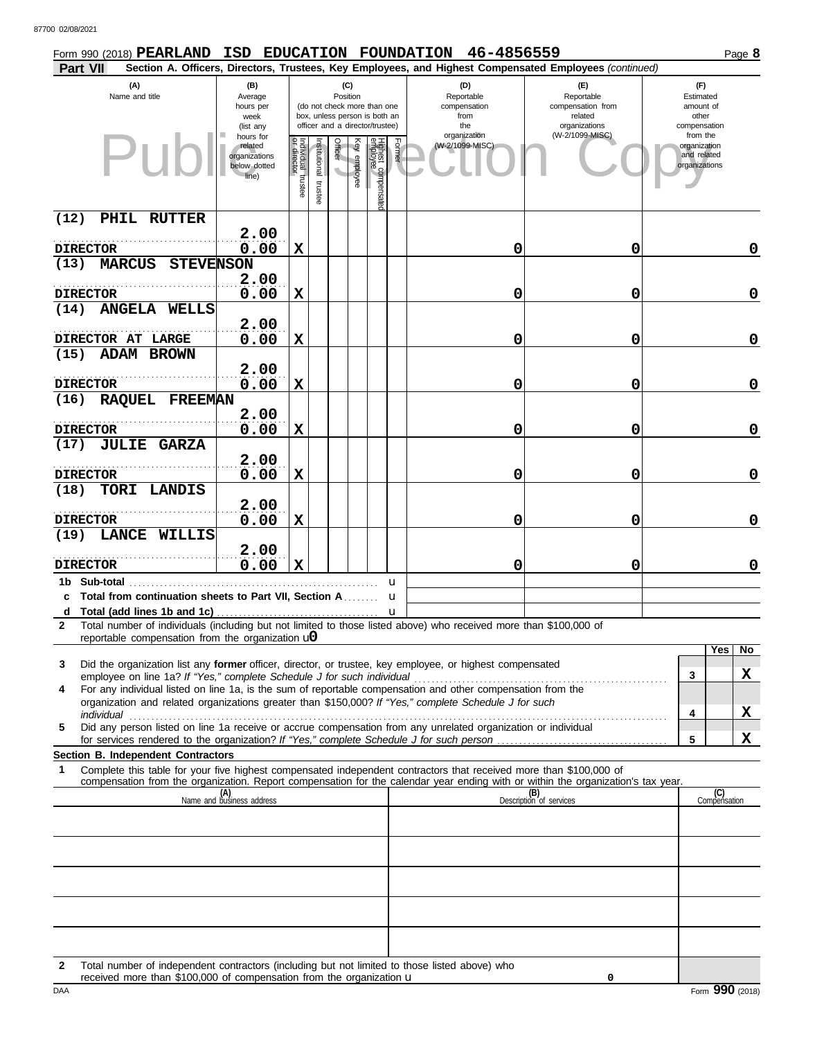Form 990 (2018) **PEARLAND ISD EDUCATION FOUNDATION 46-4856559**

**Part VII** **Section A. Officers, Directors, Trustees, Key Employees, and Highest Compensated Employees** *(continued)*

| (A) Name and title | (B) Average hours per week (list any hours for related organizations below dotted line) | (C) Position: Individual trustee or director | Institutional trustee | Officer | Key employee | Highest compensated employee | Former | (D) Reportable compensation from the organization (W-2/1099-MISC) | (E) Reportable compensation from related organizations (W-2/1099-MISC) | (F) Estimated amount of other compensation from the organization and related organizations |
|---|---|---|---|---|---|---|---|---|---|---|
| (12) PHIL RUTTER<br>DIRECTOR | 2.00<br>0.00 | X | | | | | | 0 | 0 | 0 |
| (13) MARCUS STEVENSON<br>DIRECTOR | 2.00<br>0.00 | X | | | | | | 0 | 0 | 0 |
| (14) ANGELA WELLS<br>DIRECTOR AT LARGE | 2.00<br>0.00 | X | | | | | | 0 | 0 | 0 |
| (15) ADAM BROWN<br>DIRECTOR | 2.00<br>0.00 | X | | | | | | 0 | 0 | 0 |
| (16) RAQUEL FREEMAN<br>DIRECTOR | 2.00<br>0.00 | X | | | | | | 0 | 0 | 0 |
| (17) JULIE GARZA<br>DIRECTOR | 2.00<br>0.00 | X | | | | | | 0 | 0 | 0 |
| (18) TORI LANDIS<br>DIRECTOR | 2.00<br>0.00 | X | | | | | | 0 | 0 | 0 |
| (19) LANCE WILLIS<br>DIRECTOR | 2.00<br>0.00 | X | | | | | | 0 | 0 | 0 |
| 1b Sub-total | | | | | | | | | | |
| c Total from continuation sheets to Part VII, Section A | | | | | | | | | | |
| d Total (add lines 1b and 1c) | | | | | | | | | | |

**2** Total number of individuals (including but not limited to those listed above) who received more than $100,000 of reportable compensation from the organization u **0**

| | | Yes | No |
|---|---|---|---|
| **3** Did the organization list any **former** officer, director, or trustee, key employee, or highest compensated employee on line 1a? *If "Yes," complete Schedule J for such individual* | 3 | | X |
| **4** For any individual listed on line 1a, is the sum of reportable compensation and other compensation from the organization and related organizations greater than $150,000? *If "Yes," complete Schedule J for such individual* | 4 | | X |
| **5** Did any person listed on line 1a receive or accrue compensation from any unrelated organization or individual for services rendered to the organization? *If "Yes," complete Schedule J for such person* | 5 | | X |

**Section B. Independent Contractors**

**1** Complete this table for your five highest compensated independent contractors that received more than $100,000 of compensation from the organization. Report compensation for the calendar year ending with or within the organization's tax year.

| (A) Name and business address | (B) Description of services | (C) Compensation |
|---|---|---|
| | | |
| | | |
| | | |
| | | |
| | | |

**2** Total number of independent contractors (including but not limited to those listed above) who received more than $100,000 of compensation from the organization u **0**

DAA Form **990** (2018)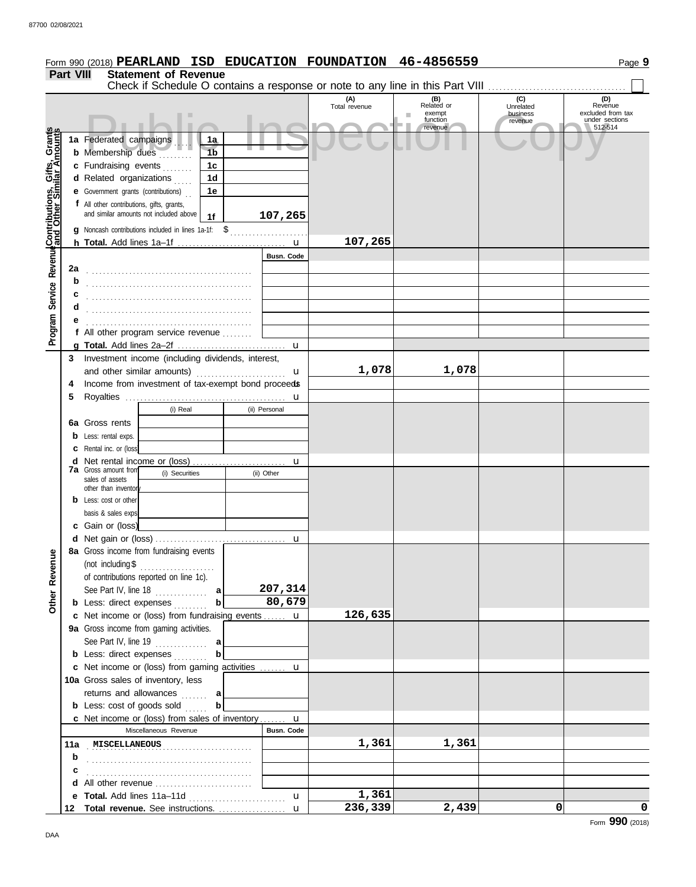Form 990 (2018) **PEARLAND ISD EDUCATION FOUNDATION 46-4856559**

## Part VIII Statement of Revenue

Check if Schedule O contains a response or note to any line in this Part VIII

Public Inspection Copy

| | | | | (A) Total revenue | (B) Related or exempt function revenue | (C) Unrelated business revenue | (D) Revenue excluded from tax under sections 512-514 |
|---|---|---|---|---|---|---|---|
| **Contributions, Gifts, Grants and Other Similar Amounts** | 1a Federated campaigns | 1a | | | | | |
| | b Membership dues | 1b | | | | | |
| | c Fundraising events | 1c | | | | | |
| | d Related organizations | 1d | | | | | |
| | e Government grants (contributions) | 1e | | | | | |
| | f All other contributions, gifts, grants, and similar amounts not included above | 1f | 107,265 | | | | |
| | g Noncash contributions included in lines 1a-1f: $ | | | | | | |
| | h **Total.** Add lines 1a–1f | | | 107,265 | | | |
| **Program Service Revenue** | | | Busn. Code | | | | |
| | 2a | | | | | | |
| | b | | | | | | |
| | c | | | | | | |
| | d | | | | | | |
| | e | | | | | | |
| | f All other program service revenue | | | | | | |
| | g **Total.** Add lines 2a–2f | | | | | | |
| | 3 Investment income (including dividends, interest, and other similar amounts) | | | 1,078 | 1,078 | | |
| | 4 Income from investment of tax-exempt bond proceeds | | | | | | |
| | 5 Royalties | | | | | | |
| | | (i) Real | (ii) Personal | | | | |
| | 6a Gross rents | | | | | | |
| | b Less: rental exps. | | | | | | |
| | c Rental inc. or (loss) | | | | | | |
| | d Net rental income or (loss) | | | | | | |
| | 7a Gross amount from sales of assets other than inventory | (i) Securities | (ii) Other | | | | |
| | b Less: cost or other basis & sales exps. | | | | | | |
| | c Gain or (loss) | | | | | | |
| | d Net gain or (loss) | | | | | | |
| **Other Revenue** | 8a Gross income from fundraising events (not including $ of contributions reported on line 1c). See Part IV, line 18 | a | 207,314 | | | | |
| | b Less: direct expenses | b | 80,679 | | | | |
| | c Net income or (loss) from fundraising events | | | 126,635 | | | |
| | 9a Gross income from gaming activities. See Part IV, line 19 | a | | | | | |
| | b Less: direct expenses | b | | | | | |
| | c Net income or (loss) from gaming activities | | | | | | |
| | 10a Gross sales of inventory, less returns and allowances | a | | | | | |
| | b Less: cost of goods sold | b | | | | | |
| | c Net income or (loss) from sales of inventory | | | | | | |
| | Miscellaneous Revenue | | Busn. Code | | | | |
| | 11a MISCELLANEOUS | | | 1,361 | 1,361 | | |
| | b | | | | | | |
| | c | | | | | | |
| | d All other revenue | | | | | | |
| | e **Total.** Add lines 11a–11d | | | 1,361 | | | |
| | 12 **Total revenue.** See instructions. | | | 236,339 | 2,439 | 0 | 0 |

Form **990** (2018)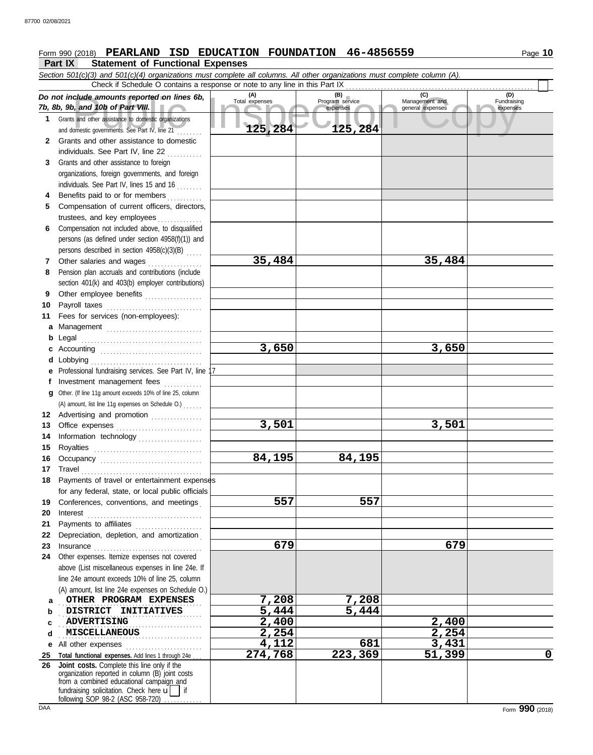Form 990 (2018) **PEARLAND ISD EDUCATION FOUNDATION 46-4856559**

## Part IX Statement of Functional Expenses

*Section 501(c)(3) and 501(c)(4) organizations must complete all columns. All other organizations must complete column (A).*

Check if Schedule O contains a response or note to any line in this Part IX

| *Do not include amounts reported on lines 6b, 7b, 8b, 9b, and 10b of Part VIII.* | (A) Total expenses | (B) Program service expenses | (C) Management and general expenses | (D) Fundraising expenses |
|---|---|---|---|---|
| 1 Grants and other assistance to domestic organizations and domestic governments. See Part IV, line 21 | 125,284 | 125,284 | | |
| 2 Grants and other assistance to domestic individuals. See Part IV, line 22 | | | | |
| 3 Grants and other assistance to foreign organizations, foreign governments, and foreign individuals. See Part IV, lines 15 and 16 | | | | |
| 4 Benefits paid to or for members | | | | |
| 5 Compensation of current officers, directors, trustees, and key employees | | | | |
| 6 Compensation not included above, to disqualified persons (as defined under section 4958(f)(1)) and persons described in section 4958(c)(3)(B) | | | | |
| 7 Other salaries and wages | 35,484 | | 35,484 | |
| 8 Pension plan accruals and contributions (include section 401(k) and 403(b) employer contributions) | | | | |
| 9 Other employee benefits | | | | |
| 10 Payroll taxes | | | | |
| 11 Fees for services (non-employees): | | | | |
| a Management | | | | |
| b Legal | | | | |
| c Accounting | 3,650 | | 3,650 | |
| d Lobbying | | | | |
| e Professional fundraising services. See Part IV, line 17 | | | | |
| f Investment management fees | | | | |
| g Other. (If line 11g amount exceeds 10% of line 25, column (A) amount, list line 11g expenses on Schedule O.) | | | | |
| 12 Advertising and promotion | | | | |
| 13 Office expenses | 3,501 | | 3,501 | |
| 14 Information technology | | | | |
| 15 Royalties | | | | |
| 16 Occupancy | 84,195 | 84,195 | | |
| 17 Travel | | | | |
| 18 Payments of travel or entertainment expenses for any federal, state, or local public officials | | | | |
| 19 Conferences, conventions, and meetings | 557 | 557 | | |
| 20 Interest | | | | |
| 21 Payments to affiliates | | | | |
| 22 Depreciation, depletion, and amortization | | | | |
| 23 Insurance | 679 | | 679 | |
| 24 Other expenses. Itemize expenses not covered above (List miscellaneous expenses in line 24e. If line 24e amount exceeds 10% of line 25, column (A) amount, list line 24e expenses on Schedule O.) | | | | |
| a OTHER PROGRAM EXPENSES | 7,208 | 7,208 | | |
| b DISTRICT INITIATIVES | 5,444 | 5,444 | | |
| c ADVERTISING | 2,400 | | 2,400 | |
| d MISCELLANEOUS | 2,254 | | 2,254 | |
| e All other expenses | 4,112 | 681 | 3,431 | |
| 25 **Total functional expenses.** Add lines 1 through 24e | 274,768 | 223,369 | 51,399 | 0 |
| 26 **Joint costs.** Complete this line only if the organization reported in column (B) joint costs from a combined educational campaign and fundraising solicitation. Check here ☐ if following SOP 98-2 (ASC 958-720) | | | | |

Form **990** (2018)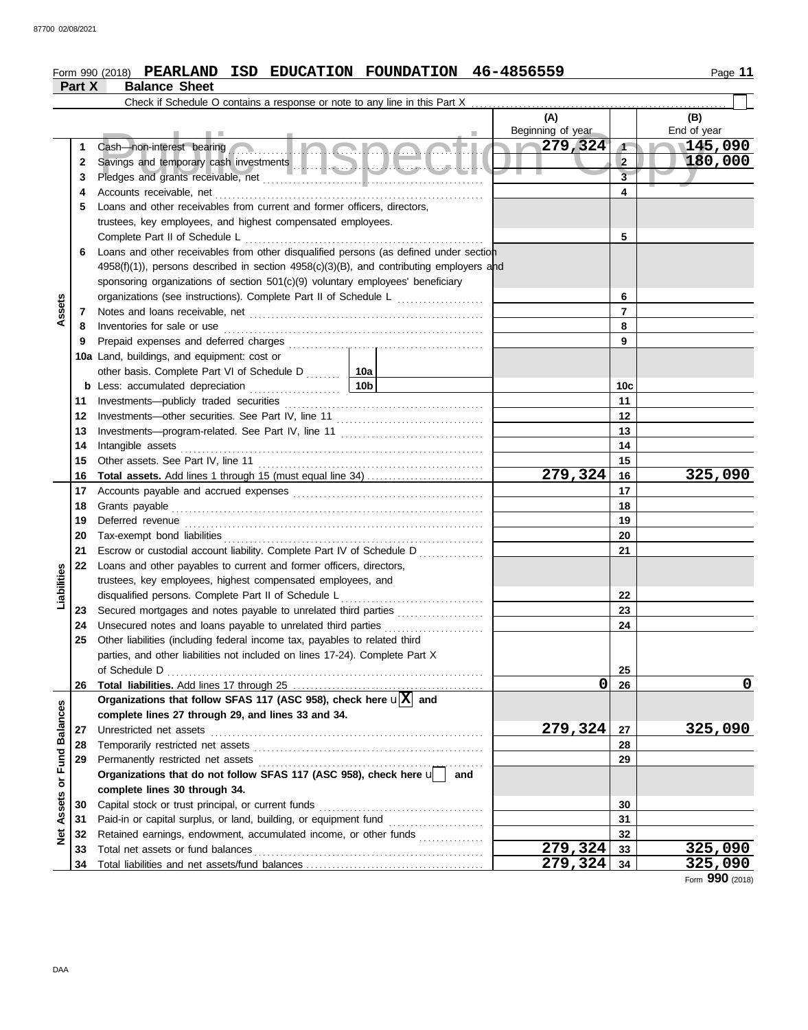Form 990 (2018) **PEARLAND ISD EDUCATION FOUNDATION 46-4856559**

## Part X Balance Sheet

Check if Schedule O contains a response or note to any line in this Part X ☐

| | | | (A) Beginning of year | | (B) End of year |
|---|---|---|---|---|---|
| **Assets** | 1 | Cash—non-interest bearing | 279,324 | 1 | 145,090 |
| | 2 | Savings and temporary cash investments | | 2 | 180,000 |
| | 3 | Pledges and grants receivable, net | | 3 | |
| | 4 | Accounts receivable, net | | 4 | |
| | 5 | Loans and other receivables from current and former officers, directors, trustees, key employees, and highest compensated employees. Complete Part II of Schedule L | | 5 | |
| | 6 | Loans and other receivables from other disqualified persons (as defined under section 4958(f)(1)), persons described in section 4958(c)(3)(B), and contributing employers and sponsoring organizations of section 501(c)(9) voluntary employees' beneficiary organizations (see instructions). Complete Part II of Schedule L | | 6 | |
| | 7 | Notes and loans receivable, net | | 7 | |
| | 8 | Inventories for sale or use | | 8 | |
| | 9 | Prepaid expenses and deferred charges | | 9 | |
| | 10a | Land, buildings, and equipment: cost or other basis. Complete Part VI of Schedule D ... 10a | | | |
| | b | Less: accumulated depreciation ... 10b | | 10c | |
| | 11 | Investments—publicly traded securities | | 11 | |
| | 12 | Investments—other securities. See Part IV, line 11 | | 12 | |
| | 13 | Investments—program-related. See Part IV, line 11 | | 13 | |
| | 14 | Intangible assets | | 14 | |
| | 15 | Other assets. See Part IV, line 11 | | 15 | |
| | 16 | **Total assets.** Add lines 1 through 15 (must equal line 34) | 279,324 | 16 | 325,090 |
| **Liabilities** | 17 | Accounts payable and accrued expenses | | 17 | |
| | 18 | Grants payable | | 18 | |
| | 19 | Deferred revenue | | 19 | |
| | 20 | Tax-exempt bond liabilities | | 20 | |
| | 21 | Escrow or custodial account liability. Complete Part IV of Schedule D | | 21 | |
| | 22 | Loans and other payables to current and former officers, directors, trustees, key employees, highest compensated employees, and disqualified persons. Complete Part II of Schedule L | | 22 | |
| | 23 | Secured mortgages and notes payable to unrelated third parties | | 23 | |
| | 24 | Unsecured notes and loans payable to unrelated third parties | | 24 | |
| | 25 | Other liabilities (including federal income tax, payables to related third parties, and other liabilities not included on lines 17-24). Complete Part X of Schedule D | | 25 | |
| | 26 | **Total liabilities.** Add lines 17 through 25 | 0 | 26 | 0 |
| **Net Assets or Fund Balances** | | **Organizations that follow SFAS 117 (ASC 958), check here** ☒ **and complete lines 27 through 29, and lines 33 and 34.** | | | |
| | 27 | Unrestricted net assets | 279,324 | 27 | 325,090 |
| | 28 | Temporarily restricted net assets | | 28 | |
| | 29 | Permanently restricted net assets | | 29 | |
| | | **Organizations that do not follow SFAS 117 (ASC 958), check here** ☐ **and complete lines 30 through 34.** | | | |
| | 30 | Capital stock or trust principal, or current funds | | 30 | |
| | 31 | Paid-in or capital surplus, or land, building, or equipment fund | | 31 | |
| | 32 | Retained earnings, endowment, accumulated income, or other funds | | 32 | |
| | 33 | Total net assets or fund balances | 279,324 | 33 | 325,090 |
| | 34 | Total liabilities and net assets/fund balances | 279,324 | 34 | 325,090 |

Form **990** (2018)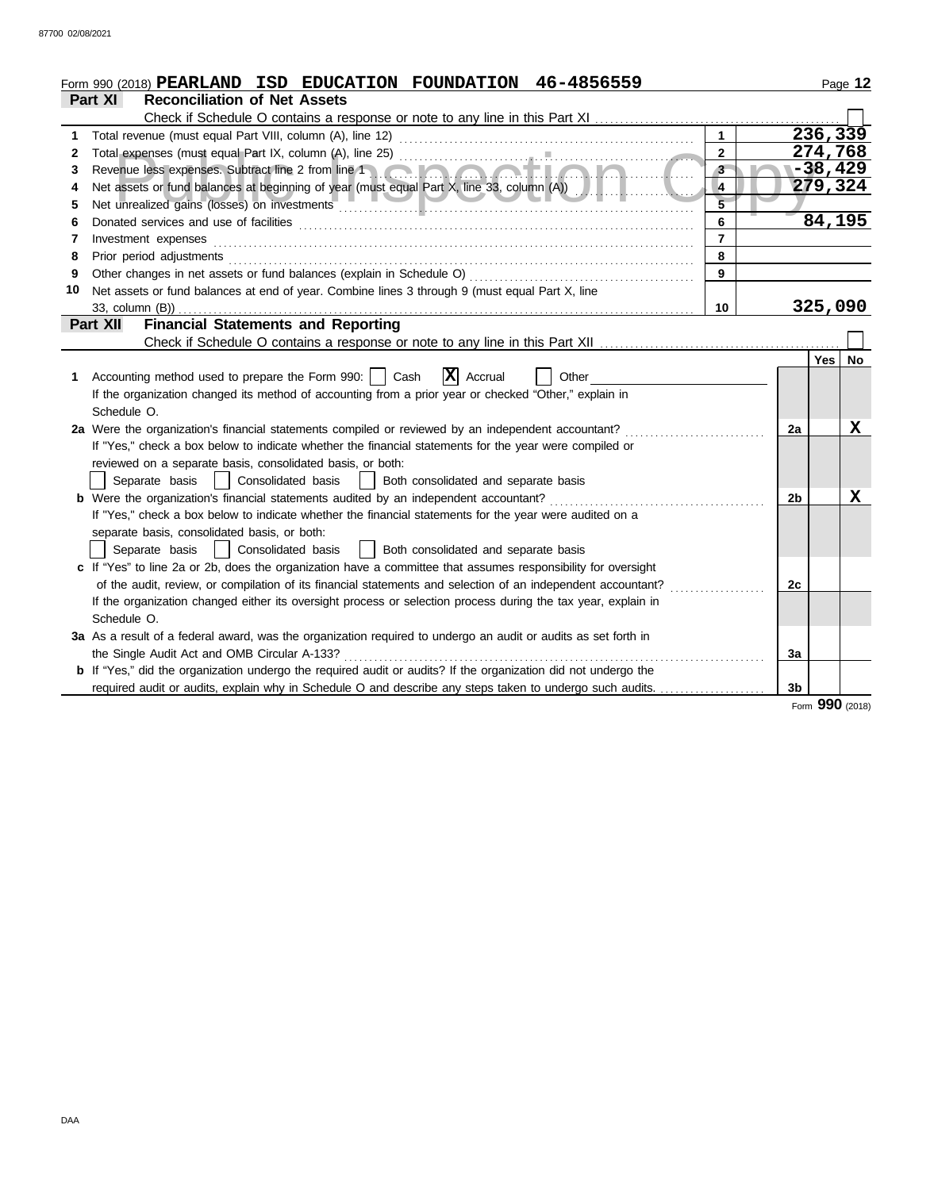Form 990 (2018) **PEARLAND ISD EDUCATION FOUNDATION 46-4856559**

## Part XI Reconciliation of Net Assets

Check if Schedule O contains a response or note to any line in this Part XI ☐

| | | | |
|---|---|---|---|
| 1 | Total revenue (must equal Part VIII, column (A), line 12) | 1 | 236,339 |
| 2 | Total expenses (must equal Part IX, column (A), line 25) | 2 | 274,768 |
| 3 | Revenue less expenses. Subtract line 2 from line 1 | 3 | -38,429 |
| 4 | Net assets or fund balances at beginning of year (must equal Part X, line 33, column (A)) | 4 | 279,324 |
| 5 | Net unrealized gains (losses) on investments | 5 | |
| 6 | Donated services and use of facilities | 6 | 84,195 |
| 7 | Investment expenses | 7 | |
| 8 | Prior period adjustments | 8 | |
| 9 | Other changes in net assets or fund balances (explain in Schedule O) | 9 | |
| 10 | Net assets or fund balances at end of year. Combine lines 3 through 9 (must equal Part X, line 33, column (B)) | 10 | 325,090 |

## Part XII Financial Statements and Reporting

Check if Schedule O contains a response or note to any line in this Part XII ☐

| | | | Yes | No |
|---|---|---|---|---|
| 1 | Accounting method used to prepare the Form 990: ☐ Cash ☒ Accrual ☐ Other<br>If the organization changed its method of accounting from a prior year or checked "Other," explain in Schedule O. | | | |
| 2a | Were the organization's financial statements compiled or reviewed by an independent accountant?<br>If "Yes," check a box below to indicate whether the financial statements for the year were compiled or reviewed on a separate basis, consolidated basis, or both:<br>☐ Separate basis ☐ Consolidated basis ☐ Both consolidated and separate basis | 2a | | X |
| b | Were the organization's financial statements audited by an independent accountant?<br>If "Yes," check a box below to indicate whether the financial statements for the year were audited on a separate basis, consolidated basis, or both:<br>☐ Separate basis ☐ Consolidated basis ☐ Both consolidated and separate basis | 2b | | X |
| c | If "Yes" to line 2a or 2b, does the organization have a committee that assumes responsibility for oversight of the audit, review, or compilation of its financial statements and selection of an independent accountant?<br>If the organization changed either its oversight process or selection process during the tax year, explain in Schedule O. | 2c | | |
| 3a | As a result of a federal award, was the organization required to undergo an audit or audits as set forth in the Single Audit Act and OMB Circular A-133? | 3a | | |
| b | If "Yes," did the organization undergo the required audit or audits? If the organization did not undergo the required audit or audits, explain why in Schedule O and describe any steps taken to undergo such audits. | 3b | | |

Form **990** (2018)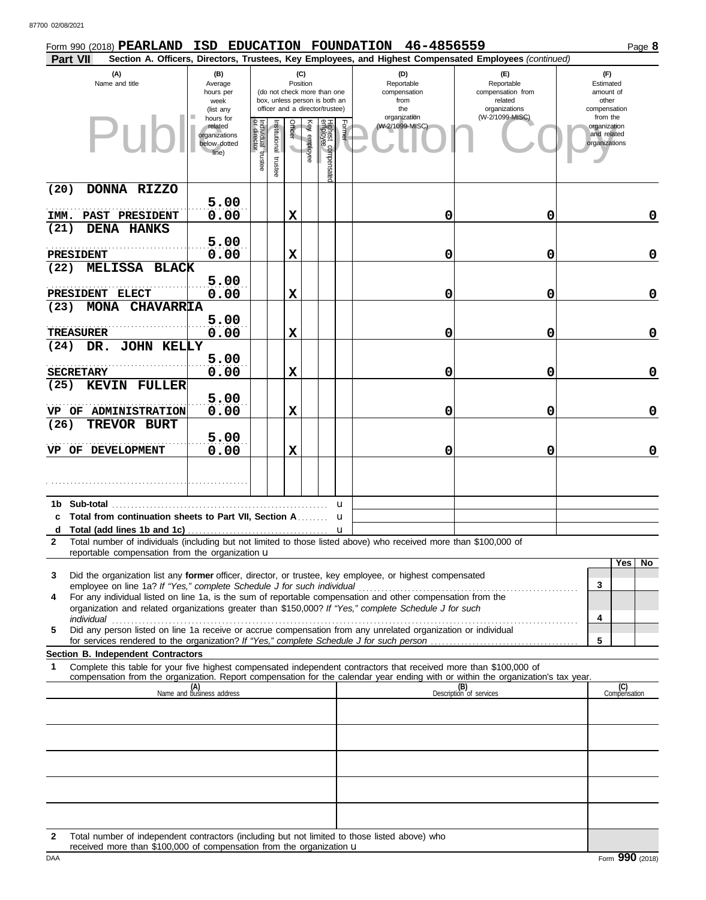Form 990 (2018) **PEARLAND ISD EDUCATION FOUNDATION 46-4856559** Page **8**

**Part VII** **Section A. Officers, Directors, Trustees, Key Employees, and Highest Compensated Employees** *(continued)*

| (A) Name and title | (B) Average hours per week (list any hours for related organizations below dotted line) | (C) Position: Individual trustee or director | Institutional trustee | Officer | Key employee | Highest compensated employee | Former | (D) Reportable compensation from the organization (W-2/1099-MISC) | (E) Reportable compensation from related organizations (W-2/1099-MISC) | (F) Estimated amount of other compensation from the organization and related organizations |
|---|---|---|---|---|---|---|---|---|---|---|
| (20) DONNA RIZZO<br>IMM. PAST PRESIDENT | 5.00<br>0.00 | | | X | | | | 0 | 0 | 0 |
| (21) DENA HANKS<br>PRESIDENT | 5.00<br>0.00 | | | X | | | | 0 | 0 | 0 |
| (22) MELISSA BLACK<br>PRESIDENT ELECT | 5.00<br>0.00 | | | X | | | | 0 | 0 | 0 |
| (23) MONA CHAVARRIA<br>TREASURER | 5.00<br>0.00 | | | X | | | | 0 | 0 | 0 |
| (24) DR. JOHN KELLY<br>SECRETARY | 5.00<br>0.00 | | | X | | | | 0 | 0 | 0 |
| (25) KEVIN FULLER<br>VP OF ADMINISTRATION | 5.00<br>0.00 | | | X | | | | 0 | 0 | 0 |
| (26) TREVOR BURT<br>VP OF DEVELOPMENT | 5.00<br>0.00 | | | X | | | | 0 | 0 | 0 |
| | | | | | | | | | | |

**1b Sub-total** ........ u

**c Total from continuation sheets to Part VII, Section A** ........ u

**d Total (add lines 1b and 1c)** ........ u

**2** Total number of individuals (including but not limited to those listed above) who received more than $100,000 of reportable compensation from the organization u

| | | Yes | No |
|---|---|---|---|
| **3** Did the organization list any **former** officer, director, or trustee, key employee, or highest compensated employee on line 1a? *If "Yes," complete Schedule J for such individual* | 3 | | |
| **4** For any individual listed on line 1a, is the sum of reportable compensation and other compensation from the organization and related organizations greater than $150,000? *If "Yes," complete Schedule J for such individual* | 4 | | |
| **5** Did any person listed on line 1a receive or accrue compensation from any unrelated organization or individual for services rendered to the organization? *If "Yes," complete Schedule J for such person* | 5 | | |

**Section B. Independent Contractors**

**1** Complete this table for your five highest compensated independent contractors that received more than $100,000 of compensation from the organization. Report compensation for the calendar year ending with or within the organization's tax year.

| (A) Name and business address | (B) Description of services | (C) Compensation |
|---|---|---|
| | | |
| | | |
| | | |
| | | |
| | | |

**2** Total number of independent contractors (including but not limited to those listed above) who received more than $100,000 of compensation from the organization u

DAA Form **990** (2018)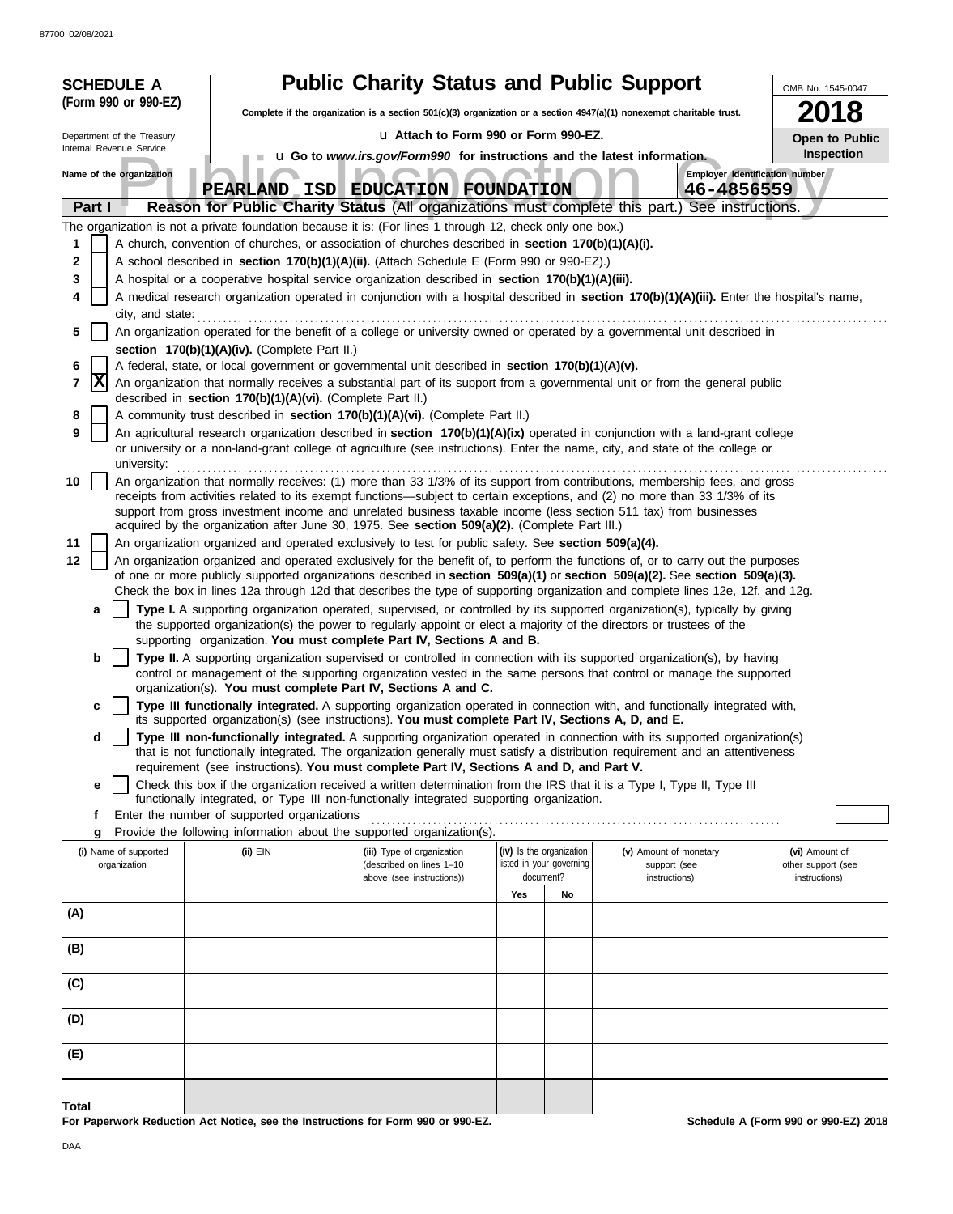87700 02/08/2021

**SCHEDULE A (Form 990 or 990-EZ)**

Department of the Treasury
Internal Revenue Service

# Public Charity Status and Public Support

**Complete if the organization is a section 501(c)(3) organization or a section 4947(a)(1) nonexempt charitable trust.**

u **Attach to Form 990 or Form 990-EZ.**

u **Go to *www.irs.gov/Form990* for instructions and the latest information.**

OMB No. 1545-0047

**2018**

**Open to Public Inspection**

Public Inspection Copy

Name of the organization: **PEARLAND ISD EDUCATION FOUNDATION**

Employer identification number: **46-4856559**

## Part I — Reason for Public Charity Status (All organizations must complete this part.) See instructions.

The organization is not a private foundation because it is: (For lines 1 through 12, check only one box.)

1 [ ] A church, convention of churches, or association of churches described in **section 170(b)(1)(A)(i).**

2 [ ] A school described in **section 170(b)(1)(A)(ii).** (Attach Schedule E (Form 990 or 990-EZ).)

3 [ ] A hospital or a cooperative hospital service organization described in **section 170(b)(1)(A)(iii).**

4 [ ] A medical research organization operated in conjunction with a hospital described in **section 170(b)(1)(A)(iii).** Enter the hospital's name, city, and state:

5 [ ] An organization operated for the benefit of a college or university owned or operated by a governmental unit described in **section 170(b)(1)(A)(iv).** (Complete Part II.)

6 [ ] A federal, state, or local government or governmental unit described in **section 170(b)(1)(A)(v).**

7 [X] An organization that normally receives a substantial part of its support from a governmental unit or from the general public described in **section 170(b)(1)(A)(vi).** (Complete Part II.)

8 [ ] A community trust described in **section 170(b)(1)(A)(vi).** (Complete Part II.)

9 [ ] An agricultural research organization described in **section 170(b)(1)(A)(ix)** operated in conjunction with a land-grant college or university or a non-land-grant college of agriculture (see instructions). Enter the name, city, and state of the college or university:

10 [ ] An organization that normally receives: (1) more than 33 1/3% of its support from contributions, membership fees, and gross receipts from activities related to its exempt functions—subject to certain exceptions, and (2) no more than 33 1/3% of its support from gross investment income and unrelated business taxable income (less section 511 tax) from businesses acquired by the organization after June 30, 1975. See **section 509(a)(2).** (Complete Part III.)

11 [ ] An organization organized and operated exclusively to test for public safety. See **section 509(a)(4).**

12 [ ] An organization organized and operated exclusively for the benefit of, to perform the functions of, or to carry out the purposes of one or more publicly supported organizations described in **section 509(a)(1)** or **section 509(a)(2).** See **section 509(a)(3).** Check the box in lines 12a through 12d that describes the type of supporting organization and complete lines 12e, 12f, and 12g.

a [ ] **Type I.** A supporting organization operated, supervised, or controlled by its supported organization(s), typically by giving the supported organization(s) the power to regularly appoint or elect a majority of the directors or trustees of the supporting organization. **You must complete Part IV, Sections A and B.**

b [ ] **Type II.** A supporting organization supervised or controlled in connection with its supported organization(s), by having control or management of the supporting organization vested in the same persons that control or manage the supported organization(s). **You must complete Part IV, Sections A and C.**

c [ ] **Type III functionally integrated.** A supporting organization operated in connection with, and functionally integrated with, its supported organization(s) (see instructions). **You must complete Part IV, Sections A, D, and E.**

d [ ] **Type III non-functionally integrated.** A supporting organization operated in connection with its supported organization(s) that is not functionally integrated. The organization generally must satisfy a distribution requirement and an attentiveness requirement (see instructions). **You must complete Part IV, Sections A and D, and Part V.**

e [ ] Check this box if the organization received a written determination from the IRS that it is a Type I, Type II, Type III functionally integrated, or Type III non-functionally integrated supporting organization.

f Enter the number of supported organizations

g Provide the following information about the supported organization(s).

| (i) Name of supported organization | (ii) EIN | (iii) Type of organization (described on lines 1–10 above (see instructions)) | (iv) Is the organization listed in your governing document? Yes | No | (v) Amount of monetary support (see instructions) | (vi) Amount of other support (see instructions) |
|---|---|---|---|---|---|---|
| (A) | | | | | | |
| (B) | | | | | | |
| (C) | | | | | | |
| (D) | | | | | | |
| (E) | | | | | | |
| **Total** | | | | | | |

**For Paperwork Reduction Act Notice, see the Instructions for Form 990 or 990-EZ.**

**Schedule A (Form 990 or 990-EZ) 2018**

DAA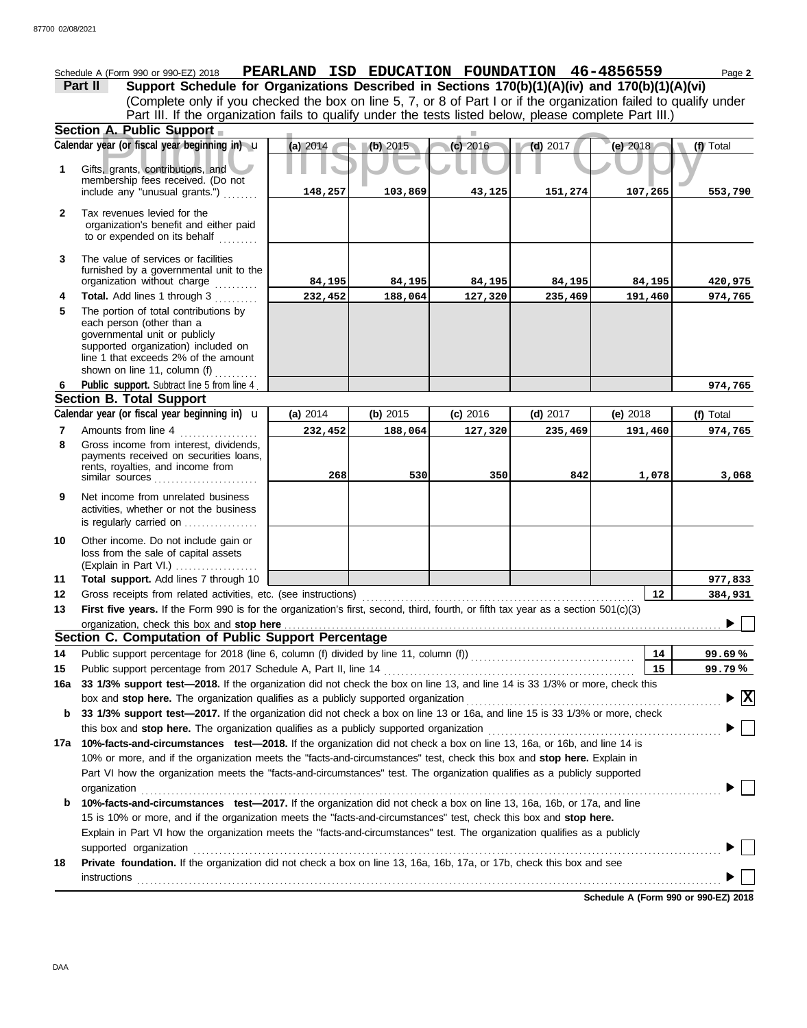Schedule A (Form 990 or 990-EZ) 2018 **PEARLAND ISD EDUCATION FOUNDATION 46-4856559** Page **2**

**Part II** **Support Schedule for Organizations Described in Sections 170(b)(1)(A)(iv) and 170(b)(1)(A)(vi)**
(Complete only if you checked the box on line 5, 7, or 8 of Part I or if the organization failed to qualify under Part III. If the organization fails to qualify under the tests listed below, please complete Part III.)

## Section A. Public Support

| Calendar year (or fiscal year beginning in) | (a) 2014 | (b) 2015 | (c) 2016 | (d) 2017 | (e) 2018 | (f) Total |
|---|---|---|---|---|---|---|
| **1** Gifts, grants, contributions, and membership fees received. (Do not include any "unusual grants.") | 148,257 | 103,869 | 43,125 | 151,274 | 107,265 | 553,790 |
| **2** Tax revenues levied for the organization's benefit and either paid to or expended on its behalf | | | | | | |
| **3** The value of services or facilities furnished by a governmental unit to the organization without charge | 84,195 | 84,195 | 84,195 | 84,195 | 84,195 | 420,975 |
| **4** **Total.** Add lines 1 through 3 | 232,452 | 188,064 | 127,320 | 235,469 | 191,460 | 974,765 |
| **5** The portion of total contributions by each person (other than a governmental unit or publicly supported organization) included on line 1 that exceeds 2% of the amount shown on line 11, column (f) | | | | | | |
| **6** **Public support.** Subtract line 5 from line 4 | | | | | | 974,765 |

## Section B. Total Support

| Calendar year (or fiscal year beginning in) | (a) 2014 | (b) 2015 | (c) 2016 | (d) 2017 | (e) 2018 | (f) Total |
|---|---|---|---|---|---|---|
| **7** Amounts from line 4 | 232,452 | 188,064 | 127,320 | 235,469 | 191,460 | 974,765 |
| **8** Gross income from interest, dividends, payments received on securities loans, rents, royalties, and income from similar sources | 268 | 530 | 350 | 842 | 1,078 | 3,068 |
| **9** Net income from unrelated business activities, whether or not the business is regularly carried on | | | | | | |
| **10** Other income. Do not include gain or loss from the sale of capital assets (Explain in Part VI.) | | | | | | |
| **11** **Total support.** Add lines 7 through 10 | | | | | | 977,833 |

**12** Gross receipts from related activities, etc. (see instructions) **12** 384,931

**13** **First five years.** If the Form 990 is for the organization's first, second, third, fourth, or fifth tax year as a section 501(c)(3) organization, check this box and **stop here** ☐

## Section C. Computation of Public Support Percentage

**14** Public support percentage for 2018 (line 6, column (f) divided by line 11, column (f)) **14** 99.69 %

**15** Public support percentage from 2017 Schedule A, Part II, line 14 **15** 99.79 %

**16a** **33 1/3% support test—2018.** If the organization did not check the box on line 13, and line 14 is 33 1/3% or more, check this box and **stop here.** The organization qualifies as a publicly supported organization ☒

**b** **33 1/3% support test—2017.** If the organization did not check a box on line 13 or 16a, and line 15 is 33 1/3% or more, check this box and **stop here.** The organization qualifies as a publicly supported organization ☐

**17a** **10%-facts-and-circumstances test—2018.** If the organization did not check a box on line 13, 16a, or 16b, and line 14 is 10% or more, and if the organization meets the "facts-and-circumstances" test, check this box and **stop here.** Explain in Part VI how the organization meets the "facts-and-circumstances" test. The organization qualifies as a publicly supported organization ☐

**b** **10%-facts-and-circumstances test—2017.** If the organization did not check a box on line 13, 16a, 16b, or 17a, and line 15 is 10% or more, and if the organization meets the "facts-and-circumstances" test, check this box and **stop here.** Explain in Part VI how the organization meets the "facts-and-circumstances" test. The organization qualifies as a publicly supported organization ☐

**18** **Private foundation.** If the organization did not check a box on line 13, 16a, 16b, 17a, or 17b, check this box and see instructions ☐

**Schedule A (Form 990 or 990-EZ) 2018**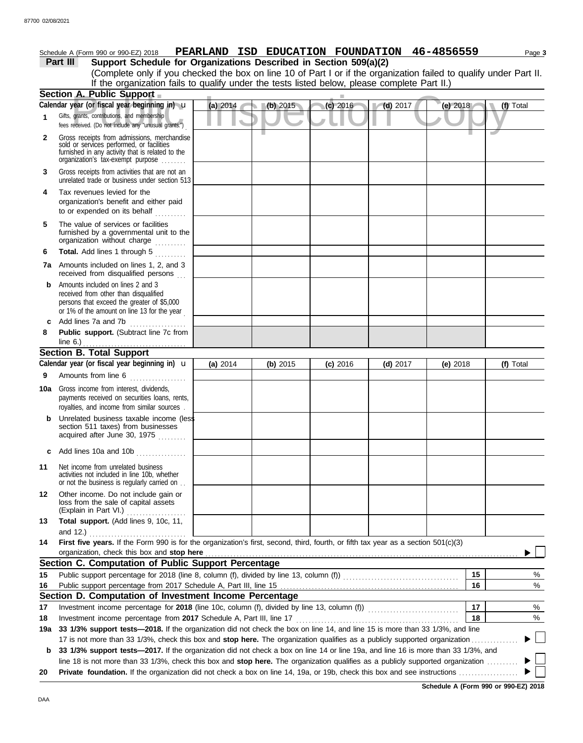Schedule A (Form 990 or 990-EZ) 2018 **PEARLAND ISD EDUCATION FOUNDATION 46-4856559** Page **3**

## Part III Support Schedule for Organizations Described in Section 509(a)(2)

(Complete only if you checked the box on line 10 of Part I or if the organization failed to qualify under Part II. If the organization fails to qualify under the tests listed below, please complete Part II.)

### Section A. Public Support

| Calendar year (or fiscal year beginning in) ▸ | (a) 2014 | (b) 2015 | (c) 2016 | (d) 2017 | (e) 2018 | (f) Total |
|---|---|---|---|---|---|---|
| **1** Gifts, grants, contributions, and membership fees received. (Do not include any "unusual grants.") | | | | | | |
| **2** Gross receipts from admissions, merchandise sold or services performed, or facilities furnished in any activity that is related to the organization's tax-exempt purpose | | | | | | |
| **3** Gross receipts from activities that are not an unrelated trade or business under section 513 | | | | | | |
| **4** Tax revenues levied for the organization's benefit and either paid to or expended on its behalf | | | | | | |
| **5** The value of services or facilities furnished by a governmental unit to the organization without charge | | | | | | |
| **6** **Total.** Add lines 1 through 5 | | | | | | |
| **7a** Amounts included on lines 1, 2, and 3 received from disqualified persons | | | | | | |
| **b** Amounts included on lines 2 and 3 received from other than disqualified persons that exceed the greater of $5,000 or 1% of the amount on line 13 for the year | | | | | | |
| **c** Add lines 7a and 7b | | | | | | |
| **8** **Public support.** (Subtract line 7c from line 6.) | | | | | | |

### Section B. Total Support

| Calendar year (or fiscal year beginning in) ▸ | (a) 2014 | (b) 2015 | (c) 2016 | (d) 2017 | (e) 2018 | (f) Total |
|---|---|---|---|---|---|---|
| **9** Amounts from line 6 | | | | | | |
| **10a** Gross income from interest, dividends, payments received on securities loans, rents, royalties, and income from similar sources | | | | | | |
| **b** Unrelated business taxable income (less section 511 taxes) from businesses acquired after June 30, 1975 | | | | | | |
| **c** Add lines 10a and 10b | | | | | | |
| **11** Net income from unrelated business activities not included in line 10b, whether or not the business is regularly carried on | | | | | | |
| **12** Other income. Do not include gain or loss from the sale of capital assets (Explain in Part VI.) | | | | | | |
| **13** **Total support.** (Add lines 9, 10c, 11, and 12.) | | | | | | |

**14** **First five years.** If the Form 990 is for the organization's first, second, third, fourth, or fifth tax year as a section 501(c)(3) organization, check this box and **stop here** ▶ ☐

### Section C. Computation of Public Support Percentage

| | | | |
|---|---|---|---|
| **15** | Public support percentage for 2018 (line 8, column (f), divided by line 13, column (f)) | **15** | % |
| **16** | Public support percentage from 2017 Schedule A, Part III, line 15 | **16** | % |

### Section D. Computation of Investment Income Percentage

| | | | |
|---|---|---|---|
| **17** | Investment income percentage for **2018** (line 10c, column (f), divided by line 13, column (f)) | **17** | % |
| **18** | Investment income percentage from **2017** Schedule A, Part III, line 17 | **18** | % |

**19a** **33 1/3% support tests—2018.** If the organization did not check the box on line 14, and line 15 is more than 33 1/3%, and line 17 is not more than 33 1/3%, check this box and **stop here.** The organization qualifies as a publicly supported organization ▶ ☐

**b** **33 1/3% support tests—2017.** If the organization did not check a box on line 14 or line 19a, and line 16 is more than 33 1/3%, and line 18 is not more than 33 1/3%, check this box and **stop here.** The organization qualifies as a publicly supported organization ▶ ☐

**20** **Private foundation.** If the organization did not check a box on line 14, 19a, or 19b, check this box and see instructions ▶ ☐

**Schedule A (Form 990 or 990-EZ) 2018**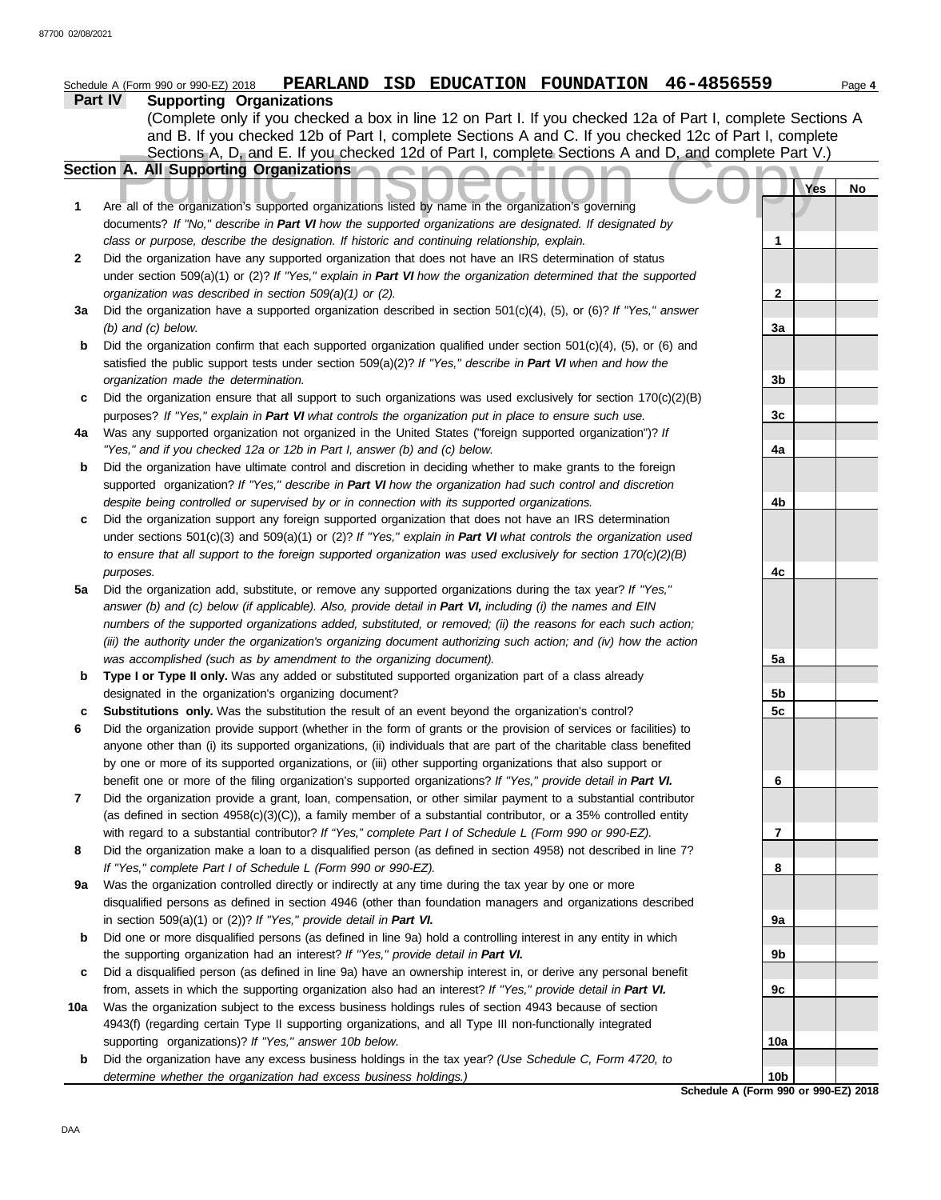Schedule A (Form 990 or 990-EZ) 2018 **PEARLAND ISD EDUCATION FOUNDATION 46-4856559** Page **4**

## Part IV Supporting Organizations

(Complete only if you checked a box in line 12 on Part I. If you checked 12a of Part I, complete Sections A and B. If you checked 12b of Part I, complete Sections A and C. If you checked 12c of Part I, complete Sections A, D, and E. If you checked 12d of Part I, complete Sections A and D, and complete Part V.)

### Section A. All Supporting Organizations

| | | | Yes | No |
|---|---|---|---|---|
| **1** | Are all of the organization's supported organizations listed by name in the organization's governing documents? *If "No," describe in* ***Part VI*** *how the supported organizations are designated. If designated by class or purpose, describe the designation. If historic and continuing relationship, explain.* | 1 | | |
| **2** | Did the organization have any supported organization that does not have an IRS determination of status under section 509(a)(1) or (2)? *If "Yes," explain in* ***Part VI*** *how the organization determined that the supported organization was described in section 509(a)(1) or (2).* | 2 | | |
| **3a** | Did the organization have a supported organization described in section 501(c)(4), (5), or (6)? *If "Yes," answer (b) and (c) below.* | 3a | | |
| **b** | Did the organization confirm that each supported organization qualified under section 501(c)(4), (5), or (6) and satisfied the public support tests under section 509(a)(2)? *If "Yes," describe in* ***Part VI*** *when and how the organization made the determination.* | 3b | | |
| **c** | Did the organization ensure that all support to such organizations was used exclusively for section 170(c)(2)(B) purposes? *If "Yes," explain in* ***Part VI*** *what controls the organization put in place to ensure such use.* | 3c | | |
| **4a** | Was any supported organization not organized in the United States ("foreign supported organization")? *If "Yes," and if you checked 12a or 12b in Part I, answer (b) and (c) below.* | 4a | | |
| **b** | Did the organization have ultimate control and discretion in deciding whether to make grants to the foreign supported organization? *If "Yes," describe in* ***Part VI*** *how the organization had such control and discretion despite being controlled or supervised by or in connection with its supported organizations.* | 4b | | |
| **c** | Did the organization support any foreign supported organization that does not have an IRS determination under sections 501(c)(3) and 509(a)(1) or (2)? *If "Yes," explain in* ***Part VI*** *what controls the organization used to ensure that all support to the foreign supported organization was used exclusively for section 170(c)(2)(B) purposes.* | 4c | | |
| **5a** | Did the organization add, substitute, or remove any supported organizations during the tax year? *If "Yes," answer (b) and (c) below (if applicable). Also, provide detail in* ***Part VI,*** *including (i) the names and EIN numbers of the supported organizations added, substituted, or removed; (ii) the reasons for each such action; (iii) the authority under the organization's organizing document authorizing such action; and (iv) how the action was accomplished (such as by amendment to the organizing document).* | 5a | | |
| **b** | **Type I or Type II only.** Was any added or substituted supported organization part of a class already designated in the organization's organizing document? | 5b | | |
| **c** | **Substitutions only.** Was the substitution the result of an event beyond the organization's control? | 5c | | |
| **6** | Did the organization provide support (whether in the form of grants or the provision of services or facilities) to anyone other than (i) its supported organizations, (ii) individuals that are part of the charitable class benefited by one or more of its supported organizations, or (iii) other supporting organizations that also support or benefit one or more of the filing organization's supported organizations? *If "Yes," provide detail in* ***Part VI.*** | 6 | | |
| **7** | Did the organization provide a grant, loan, compensation, or other similar payment to a substantial contributor (as defined in section 4958(c)(3)(C)), a family member of a substantial contributor, or a 35% controlled entity with regard to a substantial contributor? *If "Yes," complete Part I of Schedule L (Form 990 or 990-EZ).* | 7 | | |
| **8** | Did the organization make a loan to a disqualified person (as defined in section 4958) not described in line 7? *If "Yes," complete Part I of Schedule L (Form 990 or 990-EZ).* | 8 | | |
| **9a** | Was the organization controlled directly or indirectly at any time during the tax year by one or more disqualified persons as defined in section 4946 (other than foundation managers and organizations described in section 509(a)(1) or (2))? *If "Yes," provide detail in* ***Part VI.*** | 9a | | |
| **b** | Did one or more disqualified persons (as defined in line 9a) hold a controlling interest in any entity in which the supporting organization had an interest? *If "Yes," provide detail in* ***Part VI.*** | 9b | | |
| **c** | Did a disqualified person (as defined in line 9a) have an ownership interest in, or derive any personal benefit from, assets in which the supporting organization also had an interest? *If "Yes," provide detail in* ***Part VI.*** | 9c | | |
| **10a** | Was the organization subject to the excess business holdings rules of section 4943 because of section 4943(f) (regarding certain Type II supporting organizations, and all Type III non-functionally integrated supporting organizations)? *If "Yes," answer 10b below.* | 10a | | |
| **b** | Did the organization have any excess business holdings in the tax year? *(Use Schedule C, Form 4720, to determine whether the organization had excess business holdings.)* | 10b | | |

**Schedule A (Form 990 or 990-EZ) 2018**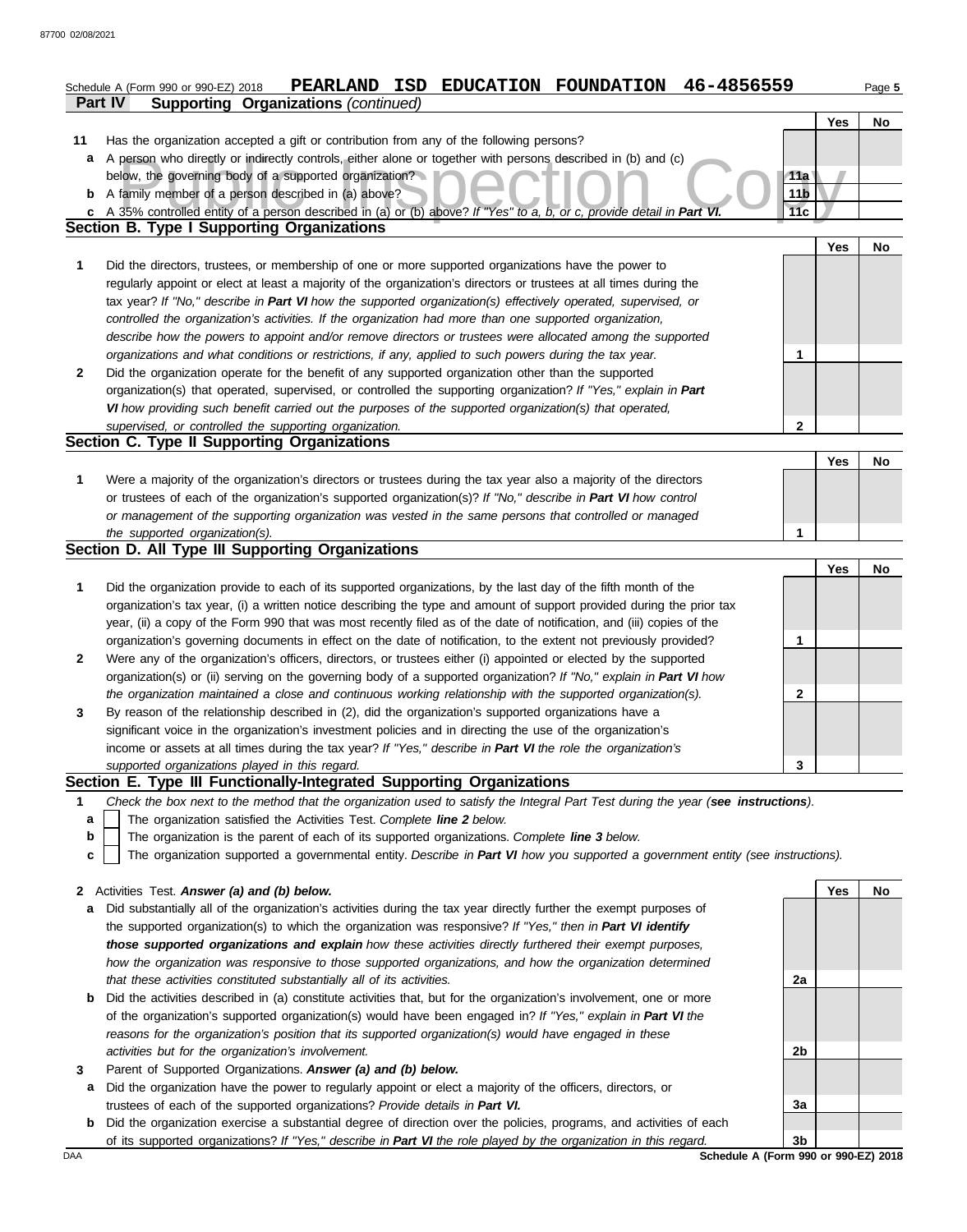Schedule A (Form 990 or 990-EZ) 2018 **PEARLAND ISD EDUCATION FOUNDATION 46-4856559**

**Part IV Supporting Organizations** *(continued)*

| | | | Yes | No |
|---|---|---|---|---|
| **11** | Has the organization accepted a gift or contribution from any of the following persons? | | | |
| **a** | A person who directly or indirectly controls, either alone or together with persons described in (b) and (c) below, the governing body of a supported organization? | 11a | | |
| **b** | A family member of a person described in (a) above? | 11b | | |
| **c** | A 35% controlled entity of a person described in (a) or (b) above? *If "Yes" to a, b, or c, provide detail in* ***Part VI.*** | 11c | | |

## Section B. Type I Supporting Organizations

| | | | Yes | No |
|---|---|---|---|---|
| **1** | Did the directors, trustees, or membership of one or more supported organizations have the power to regularly appoint or elect at least a majority of the organization's directors or trustees at all times during the tax year? *If "No," describe in* ***Part VI*** *how the supported organization(s) effectively operated, supervised, or controlled the organization's activities. If the organization had more than one supported organization, describe how the powers to appoint and/or remove directors or trustees were allocated among the supported organizations and what conditions or restrictions, if any, applied to such powers during the tax year.* | 1 | | |
| **2** | Did the organization operate for the benefit of any supported organization other than the supported organization(s) that operated, supervised, or controlled the supporting organization? *If "Yes," explain in* ***Part VI*** *how providing such benefit carried out the purposes of the supported organization(s) that operated, supervised, or controlled the supporting organization.* | 2 | | |

## Section C. Type II Supporting Organizations

| | | | Yes | No |
|---|---|---|---|---|
| **1** | Were a majority of the organization's directors or trustees during the tax year also a majority of the directors or trustees of each of the organization's supported organization(s)? *If "No," describe in* ***Part VI*** *how control or management of the supporting organization was vested in the same persons that controlled or managed the supported organization(s).* | 1 | | |

## Section D. All Type III Supporting Organizations

| | | | Yes | No |
|---|---|---|---|---|
| **1** | Did the organization provide to each of its supported organizations, by the last day of the fifth month of the organization's tax year, (i) a written notice describing the type and amount of support provided during the prior tax year, (ii) a copy of the Form 990 that was most recently filed as of the date of notification, and (iii) copies of the organization's governing documents in effect on the date of notification, to the extent not previously provided? | 1 | | |
| **2** | Were any of the organization's officers, directors, or trustees either (i) appointed or elected by the supported organization(s) or (ii) serving on the governing body of a supported organization? *If "No," explain in* ***Part VI*** *how the organization maintained a close and continuous working relationship with the supported organization(s).* | 2 | | |
| **3** | By reason of the relationship described in (2), did the organization's supported organizations have a significant voice in the organization's investment policies and in directing the use of the organization's income or assets at all times during the tax year? *If "Yes," describe in* ***Part VI*** *the role the organization's supported organizations played in this regard.* | 3 | | |

## Section E. Type III Functionally-Integrated Supporting Organizations

**1** *Check the box next to the method that the organization used to satisfy the Integral Part Test during the year (****see instructions****).*

- **a** ☐ The organization satisfied the Activities Test. *Complete* ***line 2*** *below.*
- **b** ☐ The organization is the parent of each of its supported organizations. *Complete* ***line 3*** *below.*
- **c** ☐ The organization supported a governmental entity. *Describe in* ***Part VI*** *how you supported a government entity (see instructions).*

| | | | Yes | No |
|---|---|---|---|---|
| **2** | Activities Test. ***Answer (a) and (b) below.*** | | | |
| **a** | Did substantially all of the organization's activities during the tax year directly further the exempt purposes of the supported organization(s) to which the organization was responsive? *If "Yes," then in* ***Part VI identify those supported organizations and explain*** *how these activities directly furthered their exempt purposes, how the organization was responsive to those supported organizations, and how the organization determined that these activities constituted substantially all of its activities.* | 2a | | |
| **b** | Did the activities described in (a) constitute activities that, but for the organization's involvement, one or more of the organization's supported organization(s) would have been engaged in? *If "Yes," explain in* ***Part VI*** *the reasons for the organization's position that its supported organization(s) would have engaged in these activities but for the organization's involvement.* | 2b | | |
| **3** | Parent of Supported Organizations. ***Answer (a) and (b) below.*** | | | |
| **a** | Did the organization have the power to regularly appoint or elect a majority of the officers, directors, or trustees of each of the supported organizations? *Provide details in* ***Part VI.*** | 3a | | |
| **b** | Did the organization exercise a substantial degree of direction over the policies, programs, and activities of each of its supported organizations? *If "Yes," describe in* ***Part VI*** *the role played by the organization in this regard.* | 3b | | |

**Schedule A (Form 990 or 990-EZ) 2018**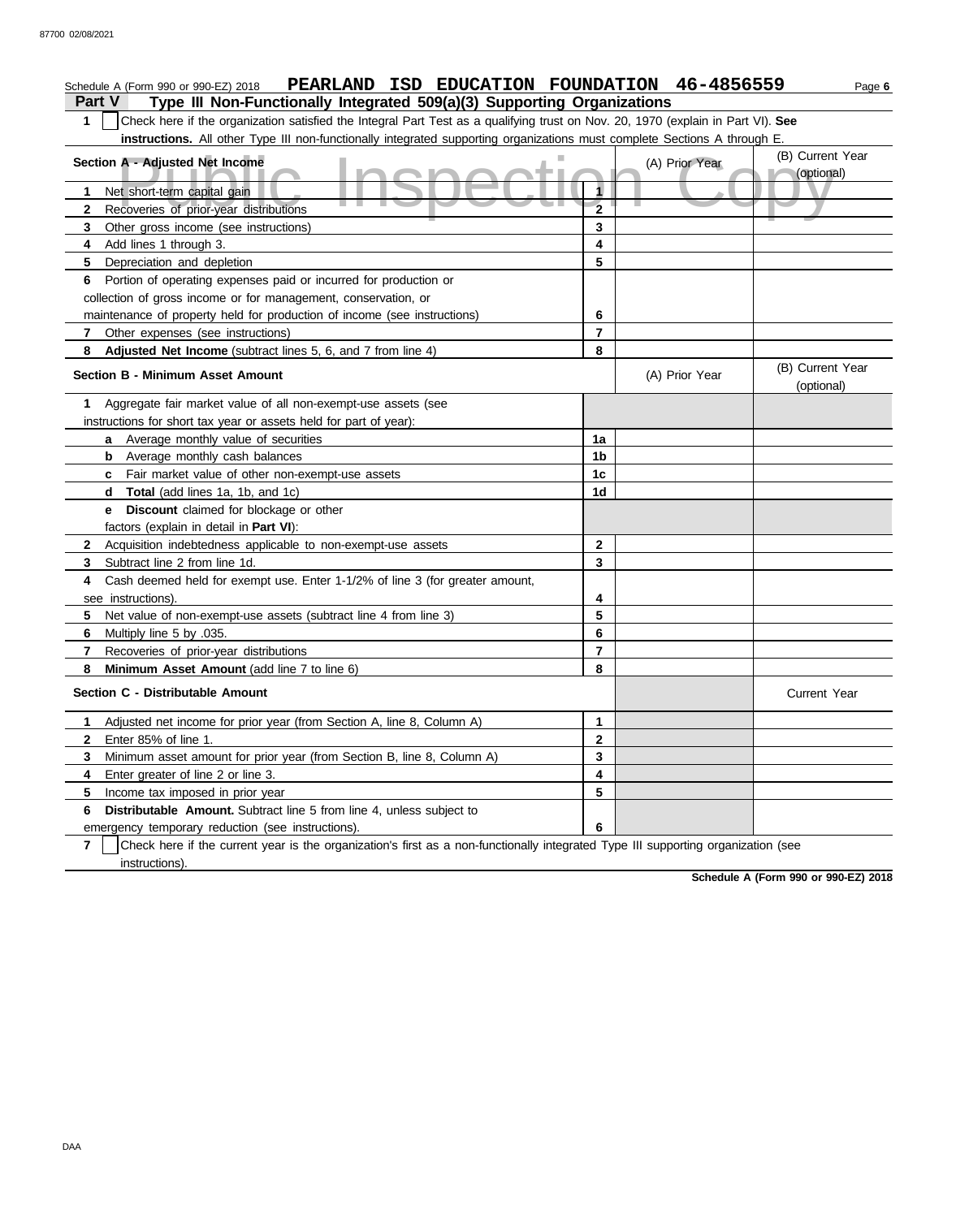Schedule A (Form 990 or 990-EZ) 2018 **PEARLAND ISD EDUCATION FOUNDATION 46-4856559** Page **6**

**Part V Type III Non-Functionally Integrated 509(a)(3) Supporting Organizations**

**1** ☐ Check here if the organization satisfied the Integral Part Test as a qualifying trust on Nov. 20, 1970 (explain in Part VI). **See instructions.** All other Type III non-functionally integrated supporting organizations must complete Sections A through E.

| Section A - Adjusted Net Income | | (A) Prior Year | (B) Current Year (optional) |
|---|---|---|---|
| 1 Net short-term capital gain | 1 | | |
| 2 Recoveries of prior-year distributions | 2 | | |
| 3 Other gross income (see instructions) | 3 | | |
| 4 Add lines 1 through 3. | 4 | | |
| 5 Depreciation and depletion | 5 | | |
| 6 Portion of operating expenses paid or incurred for production or collection of gross income or for management, conservation, or maintenance of property held for production of income (see instructions) | 6 | | |
| 7 Other expenses (see instructions) | 7 | | |
| 8 **Adjusted Net Income** (subtract lines 5, 6, and 7 from line 4) | 8 | | |

| Section B - Minimum Asset Amount | | (A) Prior Year | (B) Current Year (optional) |
|---|---|---|---|
| 1 Aggregate fair market value of all non-exempt-use assets (see instructions for short tax year or assets held for part of year): | | | |
| a Average monthly value of securities | 1a | | |
| b Average monthly cash balances | 1b | | |
| c Fair market value of other non-exempt-use assets | 1c | | |
| d **Total** (add lines 1a, 1b, and 1c) | 1d | | |
| e **Discount** claimed for blockage or other factors (explain in detail in **Part VI**): | | | |
| 2 Acquisition indebtedness applicable to non-exempt-use assets | 2 | | |
| 3 Subtract line 2 from line 1d. | 3 | | |
| 4 Cash deemed held for exempt use. Enter 1-1/2% of line 3 (for greater amount, see instructions). | 4 | | |
| 5 Net value of non-exempt-use assets (subtract line 4 from line 3) | 5 | | |
| 6 Multiply line 5 by .035. | 6 | | |
| 7 Recoveries of prior-year distributions | 7 | | |
| 8 **Minimum Asset Amount** (add line 7 to line 6) | 8 | | |

| Section C - Distributable Amount | | | Current Year |
|---|---|---|---|
| 1 Adjusted net income for prior year (from Section A, line 8, Column A) | 1 | | |
| 2 Enter 85% of line 1. | 2 | | |
| 3 Minimum asset amount for prior year (from Section B, line 8, Column A) | 3 | | |
| 4 Enter greater of line 2 or line 3. | 4 | | |
| 5 Income tax imposed in prior year | 5 | | |
| 6 **Distributable Amount.** Subtract line 5 from line 4, unless subject to emergency temporary reduction (see instructions). | 6 | | |

**7** ☐ Check here if the current year is the organization's first as a non-functionally integrated Type III supporting organization (see instructions).

**Schedule A (Form 990 or 990-EZ) 2018**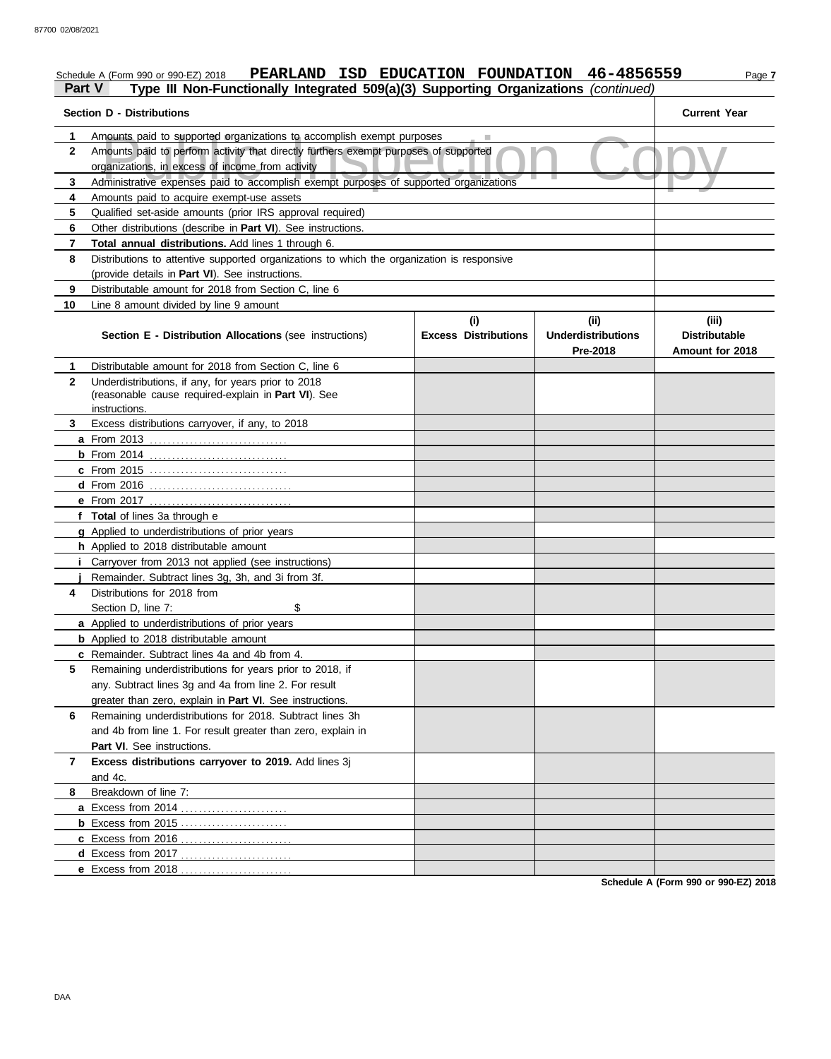Schedule A (Form 990 or 990-EZ) 2018 **PEARLAND ISD EDUCATION FOUNDATION 46-4856559**

## Part V — Type III Non-Functionally Integrated 509(a)(3) Supporting Organizations *(continued)*

Public Inspection Copy

| | Section D - Distributions | Current Year |
|---|---|---|
| 1 | Amounts paid to supported organizations to accomplish exempt purposes | |
| 2 | Amounts paid to perform activity that directly furthers exempt purposes of supported organizations, in excess of income from activity | |
| 3 | Administrative expenses paid to accomplish exempt purposes of supported organizations | |
| 4 | Amounts paid to acquire exempt-use assets | |
| 5 | Qualified set-aside amounts (prior IRS approval required) | |
| 6 | Other distributions (describe in **Part VI**). See instructions. | |
| 7 | **Total annual distributions.** Add lines 1 through 6. | |
| 8 | Distributions to attentive supported organizations to which the organization is responsive (provide details in **Part VI**). See instructions. | |
| 9 | Distributable amount for 2018 from Section C, line 6 | |
| 10 | Line 8 amount divided by line 9 amount | |

| | Section E - Distribution Allocations (see instructions) | (i) Excess Distributions | (ii) Underdistributions Pre-2018 | (iii) Distributable Amount for 2018 |
|---|---|---|---|---|
| 1 | Distributable amount for 2018 from Section C, line 6 | | | |
| 2 | Underdistributions, if any, for years prior to 2018 (reasonable cause required-explain in **Part VI**). See instructions. | | | |
| 3 | Excess distributions carryover, if any, to 2018 | | | |
| a | From 2013 | | | |
| b | From 2014 | | | |
| c | From 2015 | | | |
| d | From 2016 | | | |
| e | From 2017 | | | |
| f | **Total** of lines 3a through e | | | |
| g | Applied to underdistributions of prior years | | | |
| h | Applied to 2018 distributable amount | | | |
| i | Carryover from 2013 not applied (see instructions) | | | |
| j | Remainder. Subtract lines 3g, 3h, and 3i from 3f. | | | |
| 4 | Distributions for 2018 from Section D, line 7: $ | | | |
| a | Applied to underdistributions of prior years | | | |
| b | Applied to 2018 distributable amount | | | |
| c | Remainder. Subtract lines 4a and 4b from 4. | | | |
| 5 | Remaining underdistributions for years prior to 2018, if any. Subtract lines 3g and 4a from line 2. For result greater than zero, explain in **Part VI**. See instructions. | | | |
| 6 | Remaining underdistributions for 2018. Subtract lines 3h and 4b from line 1. For result greater than zero, explain in **Part VI**. See instructions. | | | |
| 7 | **Excess distributions carryover to 2019.** Add lines 3j and 4c. | | | |
| 8 | Breakdown of line 7: | | | |
| a | Excess from 2014 | | | |
| b | Excess from 2015 | | | |
| c | Excess from 2016 | | | |
| d | Excess from 2017 | | | |
| e | Excess from 2018 | | | |

**Schedule A (Form 990 or 990-EZ) 2018**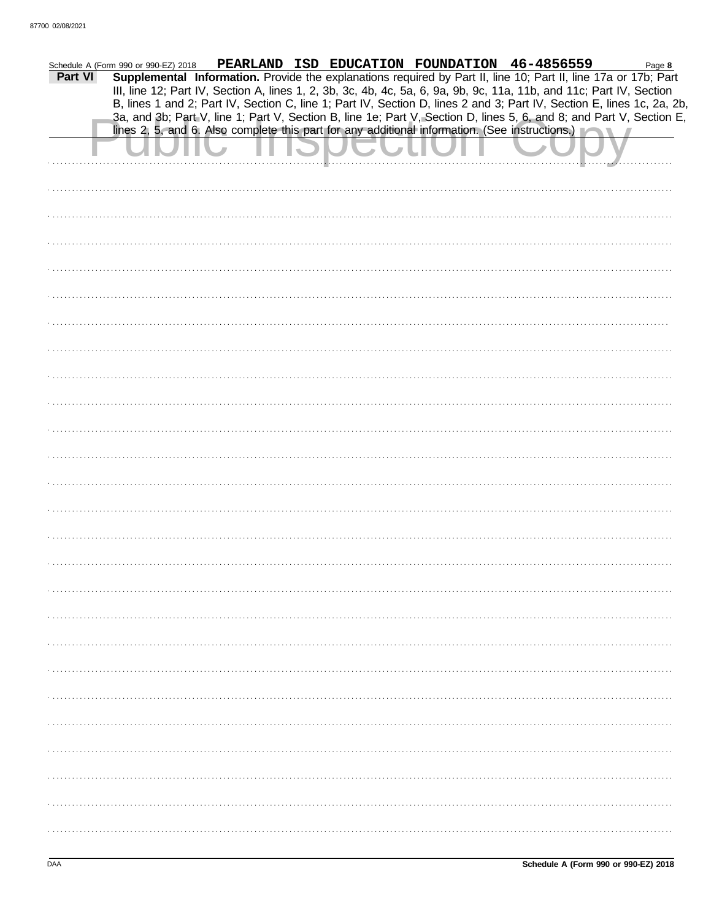Schedule A (Form 990 or 990-EZ) 2018 **PEARLAND ISD EDUCATION FOUNDATION 46-4856559**

**Part VI** **Supplemental Information.** Provide the explanations required by Part II, line 10; Part II, line 17a or 17b; Part III, line 12; Part IV, Section A, lines 1, 2, 3b, 3c, 4b, 4c, 5a, 6, 9a, 9b, 9c, 11a, 11b, and 11c; Part IV, Section B, lines 1 and 2; Part IV, Section C, line 1; Part IV, Section D, lines 2 and 3; Part IV, Section E, lines 1c, 2a, 2b, 3a, and 3b; Part V, line 1; Part V, Section B, line 1e; Part V, Section D, lines 5, 6, and 8; and Part V, Section E, lines 2, 5, and 6. Also complete this part for any additional information. (See instructions.)

Public Inspection Copy

Schedule A (Form 990 or 990-EZ) 2018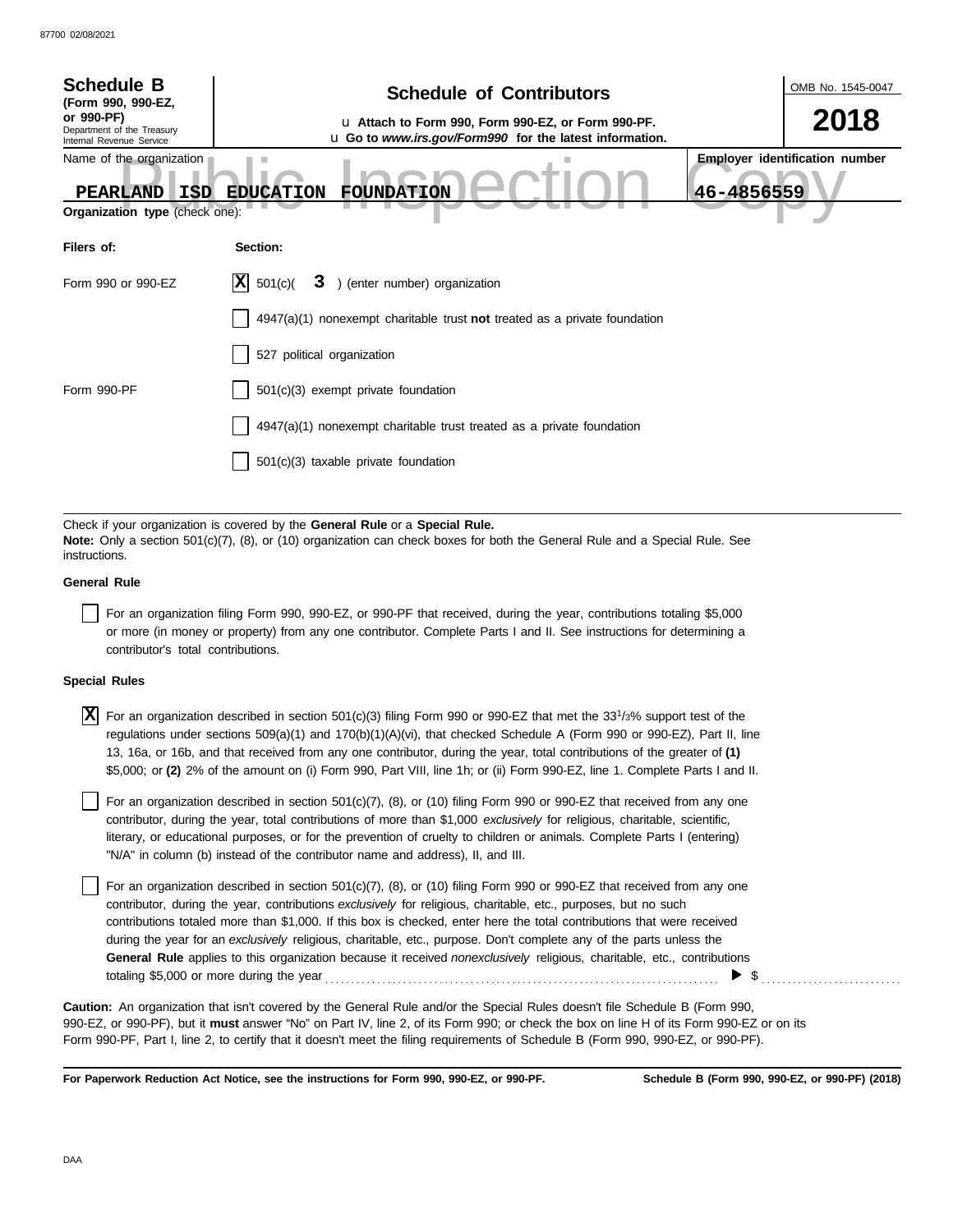**Schedule B**
**(Form 990, 990-EZ, or 990-PF)**
Department of the Treasury
Internal Revenue Service

# Schedule of Contributors

u **Attach to Form 990, Form 990-EZ, or Form 990-PF.**
u **Go to *www.irs.gov/Form990* for the latest information.**

OMB No. 1545-0047

**2018**

Name of the organization: **PEARLAND ISD EDUCATION FOUNDATION**

**Employer identification number:** **46-4856559**

Public Inspection Copy

**Organization type** (check one):

| **Filers of:** | **Section:** |
|---|---|
| Form 990 or 990-EZ | [X] 501(c)( **3** ) (enter number) organization |
| | [ ] 4947(a)(1) nonexempt charitable trust **not** treated as a private foundation |
| | [ ] 527 political organization |
| Form 990-PF | [ ] 501(c)(3) exempt private foundation |
| | [ ] 4947(a)(1) nonexempt charitable trust treated as a private foundation |
| | [ ] 501(c)(3) taxable private foundation |

Check if your organization is covered by the **General Rule** or a **Special Rule.**
**Note:** Only a section 501(c)(7), (8), or (10) organization can check boxes for both the General Rule and a Special Rule. See instructions.

**General Rule**

[ ] For an organization filing Form 990, 990-EZ, or 990-PF that received, during the year, contributions totaling $5,000 or more (in money or property) from any one contributor. Complete Parts I and II. See instructions for determining a contributor's total contributions.

**Special Rules**

[X] For an organization described in section 501(c)(3) filing Form 990 or 990-EZ that met the $33^1/_3$% support test of the regulations under sections 509(a)(1) and 170(b)(1)(A)(vi), that checked Schedule A (Form 990 or 990-EZ), Part II, line 13, 16a, or 16b, and that received from any one contributor, during the year, total contributions of the greater of **(1)** $5,000; or **(2)** 2% of the amount on (i) Form 990, Part VIII, line 1h; or (ii) Form 990-EZ, line 1. Complete Parts I and II.

[ ] For an organization described in section 501(c)(7), (8), or (10) filing Form 990 or 990-EZ that received from any one contributor, during the year, total contributions of more than $1,000 *exclusively* for religious, charitable, scientific, literary, or educational purposes, or for the prevention of cruelty to children or animals. Complete Parts I (entering) "N/A" in column (b) instead of the contributor name and address), II, and III.

[ ] For an organization described in section 501(c)(7), (8), or (10) filing Form 990 or 990-EZ that received from any one contributor, during the year, contributions *exclusively* for religious, charitable, etc., purposes, but no such contributions totaled more than $1,000. If this box is checked, enter here the total contributions that were received during the year for an *exclusively* religious, charitable, etc., purpose. Don't complete any of the parts unless the **General Rule** applies to this organization because it received *nonexclusively* religious, charitable, etc., contributions totaling $5,000 or more during the year ........ ▶ $ ..........

**Caution:** An organization that isn't covered by the General Rule and/or the Special Rules doesn't file Schedule B (Form 990, 990-EZ, or 990-PF), but it **must** answer "No" on Part IV, line 2, of its Form 990; or check the box on line H of its Form 990-EZ or on its Form 990-PF, Part I, line 2, to certify that it doesn't meet the filing requirements of Schedule B (Form 990, 990-EZ, or 990-PF).

**For Paperwork Reduction Act Notice, see the instructions for Form 990, 990-EZ, or 990-PF.**

**Schedule B (Form 990, 990-EZ, or 990-PF) (2018)**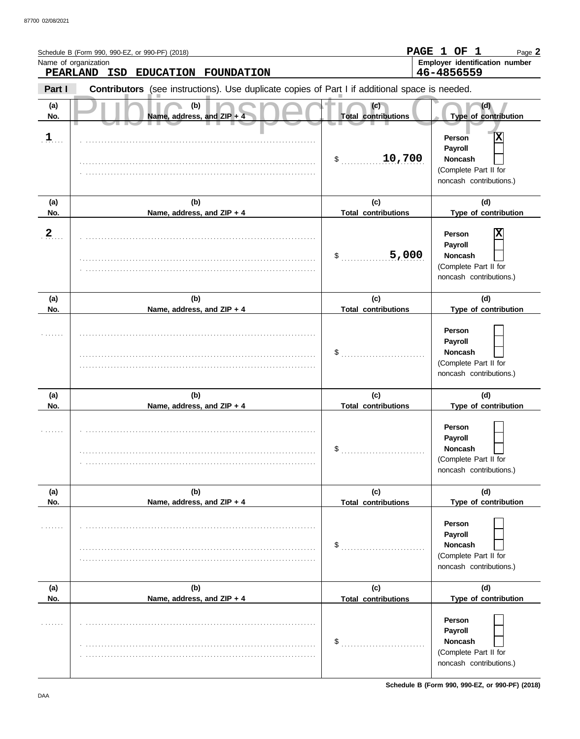Schedule B (Form 990, 990-EZ, or 990-PF) (2018)

PAGE 1 OF 1

Name of organization: PEARLAND ISD EDUCATION FOUNDATION

Employer identification number: 46-4856559

**Part I** **Contributors** (see instructions). Use duplicate copies of Part I if additional space is needed.

Public Inspection Copy

| (a) No. | (b) Name, address, and ZIP + 4 | (c) Total contributions | (d) Type of contribution |
|---|---|---|---|
| 1 | | $ 10,700 | Person [X] Payroll [ ] Noncash [ ] (Complete Part II for noncash contributions.) |
| 2 | | $ 5,000 | Person [X] Payroll [ ] Noncash [ ] (Complete Part II for noncash contributions.) |
| | | $ | Person [ ] Payroll [ ] Noncash [ ] (Complete Part II for noncash contributions.) |
| | | $ | Person [ ] Payroll [ ] Noncash [ ] (Complete Part II for noncash contributions.) |
| | | $ | Person [ ] Payroll [ ] Noncash [ ] (Complete Part II for noncash contributions.) |
| | | $ | Person [ ] Payroll [ ] Noncash [ ] (Complete Part II for noncash contributions.) |

Schedule B (Form 990, 990-EZ, or 990-PF) (2018)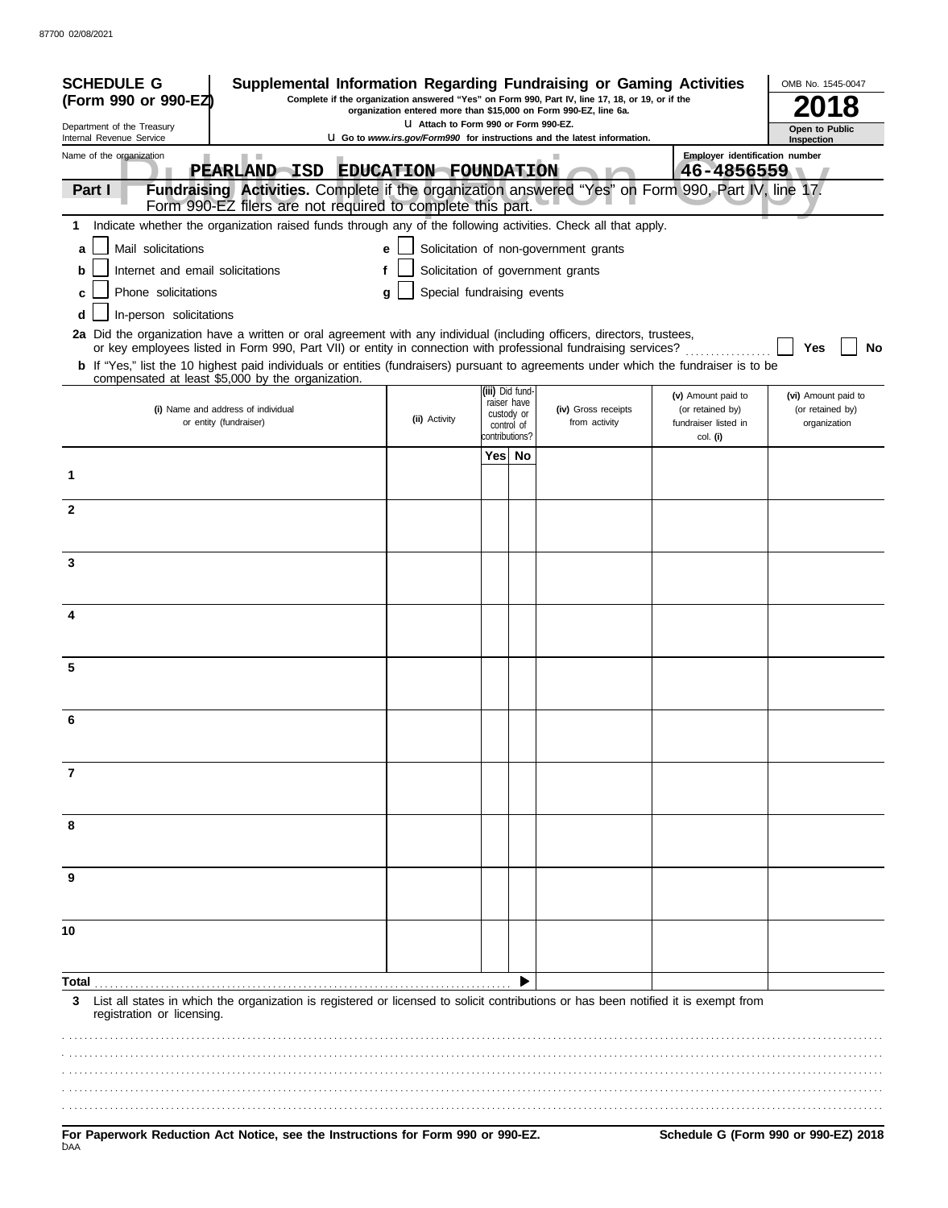87700 02/08/2021

**SCHEDULE G (Form 990 or 990-EZ)**

Department of the Treasury
Internal Revenue Service

# Supplemental Information Regarding Fundraising or Gaming Activities

**Complete if the organization answered "Yes" on Form 990, Part IV, line 17, 18, or 19, or if the organization entered more than $15,000 on Form 990-EZ, line 6a.**

u Attach to Form 990 or Form 990-EZ.

u Go to *www.irs.gov/Form990* for instructions and the latest information.

OMB No. 1545-0047

**2018**

**Open to Public Inspection**

Name of the organization: **PEARLAND ISD EDUCATION FOUNDATION**

Employer identification number: **46-4856559**

**Part I** **Fundraising Activities.** Complete if the organization answered "Yes" on Form 990, Part IV, line 17. Form 990-EZ filers are not required to complete this part.

**1** Indicate whether the organization raised funds through any of the following activities. Check all that apply.

- **a** ☐ Mail solicitations
- **b** ☐ Internet and email solicitations
- **c** ☐ Phone solicitations
- **d** ☐ In-person solicitations
- **e** ☐ Solicitation of non-government grants
- **f** ☐ Solicitation of government grants
- **g** ☐ Special fundraising events

**2a** Did the organization have a written or oral agreement with any individual (including officers, directors, trustees, or key employees listed in Form 990, Part VII) or entity in connection with professional fundraising services? ☐ **Yes** ☐ **No**

**b** If "Yes," list the 10 highest paid individuals or entities (fundraisers) pursuant to agreements under which the fundraiser is to be compensated at least $5,000 by the organization.

| | (i) Name and address of individual or entity (fundraiser) | (ii) Activity | (iii) Did fundraiser have custody or control of contributions? Yes | No | (iv) Gross receipts from activity | (v) Amount paid to (or retained by) fundraiser listed in col. (i) | (vi) Amount paid to (or retained by) organization |
|---|---|---|---|---|---|---|---|
| 1 | | | | | | | |
| 2 | | | | | | | |
| 3 | | | | | | | |
| 4 | | | | | | | |
| 5 | | | | | | | |
| 6 | | | | | | | |
| 7 | | | | | | | |
| 8 | | | | | | | |
| 9 | | | | | | | |
| 10 | | | | | | | |
| **Total** | | | | ▶ | | | |

**3** List all states in which the organization is registered or licensed to solicit contributions or has been notified it is exempt from registration or licensing.

**For Paperwork Reduction Act Notice, see the Instructions for Form 990 or 990-EZ.**

DAA

**Schedule G (Form 990 or 990-EZ) 2018**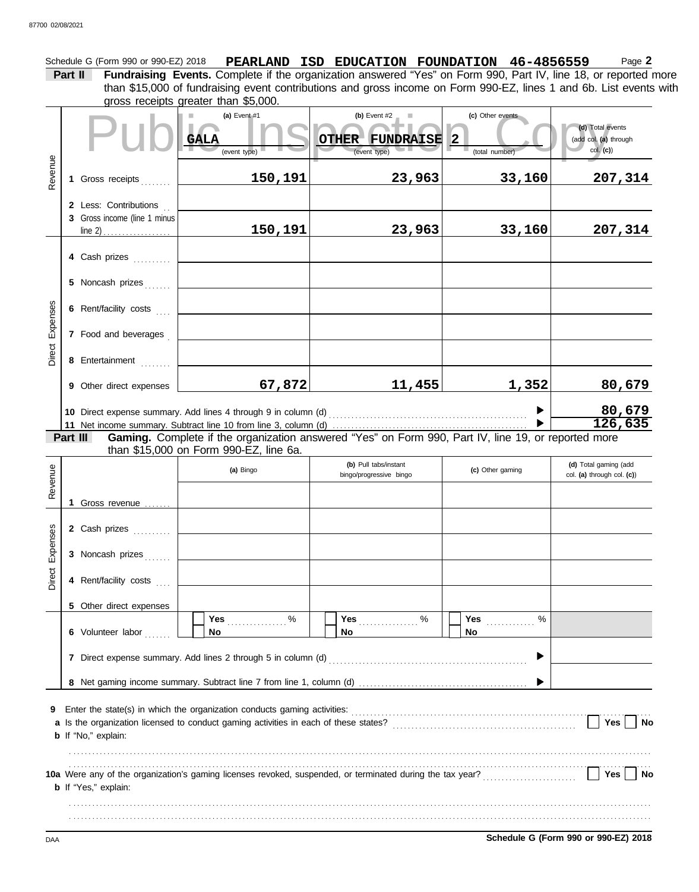Schedule G (Form 990 or 990-EZ) 2018 **PEARLAND ISD EDUCATION FOUNDATION 46-4856559** Page **2**

**Part II** **Fundraising Events.** Complete if the organization answered "Yes" on Form 990, Part IV, line 18, or reported more than $15,000 of fundraising event contributions and gross income on Form 990-EZ, lines 1 and 6b. List events with gross receipts greater than $5,000.

Public Inspection Copy

| | | (a) Event #1 | (b) Event #2 | (c) Other events | (d) Total events (add col. (a) through col. (c)) |
|---|---|---|---|---|---|
| | | GALA (event type) | OTHER FUNDRAISE (event type) | 2 (total number) | |
| Revenue | 1 Gross receipts | 150,191 | 23,963 | 33,160 | 207,314 |
| | 2 Less: Contributions | | | | |
| | 3 Gross income (line 1 minus line 2) | 150,191 | 23,963 | 33,160 | 207,314 |
| Direct Expenses | 4 Cash prizes | | | | |
| | 5 Noncash prizes | | | | |
| | 6 Rent/facility costs | | | | |
| | 7 Food and beverages | | | | |
| | 8 Entertainment | | | | |
| | 9 Other direct expenses | 67,872 | 11,455 | 1,352 | 80,679 |

10 Direct expense summary. Add lines 4 through 9 in column (d) ▶ **80,679**

11 Net income summary. Subtract line 10 from line 3, column (d) ▶ **126,635**

**Part III** **Gaming.** Complete if the organization answered "Yes" on Form 990, Part IV, line 19, or reported more than $15,000 on Form 990-EZ, line 6a.

| | | (a) Bingo | (b) Pull tabs/instant bingo/progressive bingo | (c) Other gaming | (d) Total gaming (add col. (a) through col. (c)) |
|---|---|---|---|---|---|
| Revenue | 1 Gross revenue | | | | |
| Direct Expenses | 2 Cash prizes | | | | |
| | 3 Noncash prizes | | | | |
| | 4 Rent/facility costs | | | | |
| | 5 Other direct expenses | | | | |
| | 6 Volunteer labor | ☐ Yes ___ % ☐ No | ☐ Yes ___ % ☐ No | ☐ Yes ___ % ☐ No | |

7 Direct expense summary. Add lines 2 through 5 in column (d) ▶

8 Net gaming income summary. Subtract line 7 from line 1, column (d) ▶

9 Enter the state(s) in which the organization conducts gaming activities:

a Is the organization licensed to conduct gaming activities in each of these states? ☐ Yes ☐ No

b If "No," explain:

10a Were any of the organization's gaming licenses revoked, suspended, or terminated during the tax year? ☐ Yes ☐ No

b If "Yes," explain:

**Schedule G (Form 990 or 990-EZ) 2018**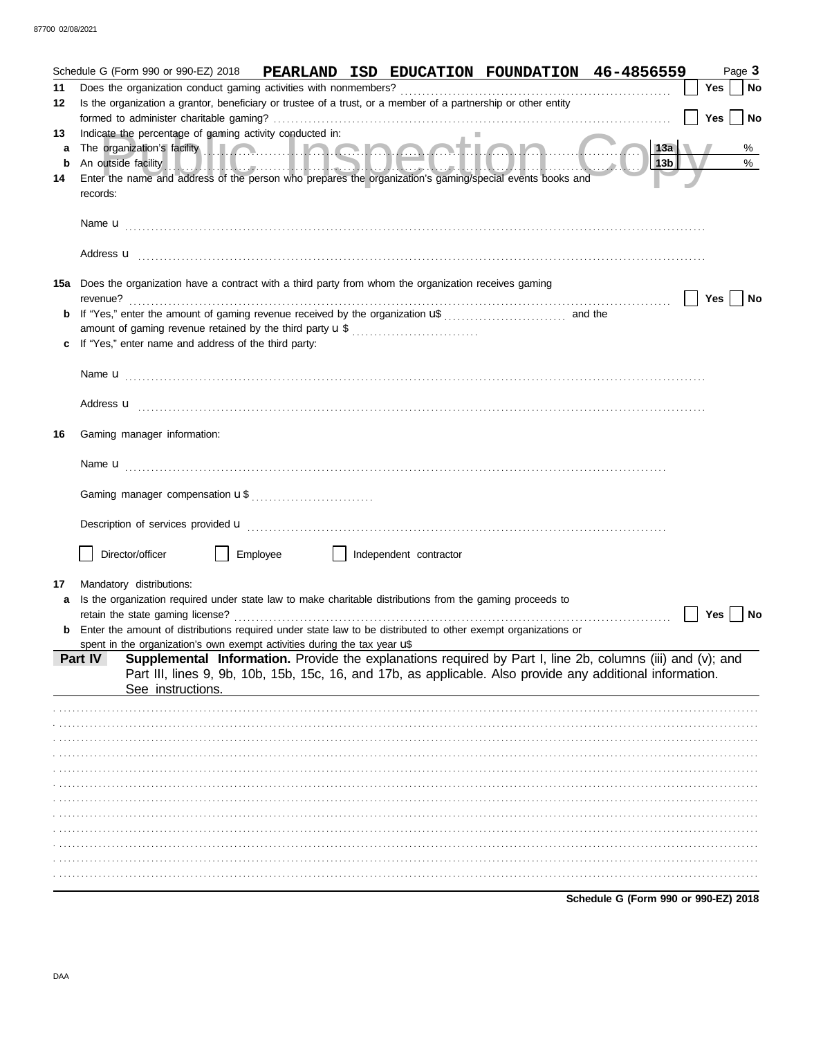Schedule G (Form 990 or 990-EZ) 2018 **PEARLAND ISD EDUCATION FOUNDATION 46-4856559** Page **3**

**11** Does the organization conduct gaming activities with nonmembers? ☐ Yes ☐ No

**12** Is the organization a grantor, beneficiary or trustee of a trust, or a member of a partnership or other entity formed to administer charitable gaming? ☐ Yes ☐ No

**13** Indicate the percentage of gaming activity conducted in:

**a** The organization's facility ..... **13a** %

**b** An outside facility ..... **13b** %

**14** Enter the name and address of the person who prepares the organization's gaming/special events books and records:

Name u

Address u

**15a** Does the organization have a contract with a third party from whom the organization receives gaming revenue? ☐ Yes ☐ No

**b** If "Yes," enter the amount of gaming revenue received by the organization u$ ........ and the amount of gaming revenue retained by the third party u $ ........

**c** If "Yes," enter name and address of the third party:

Name u

Address u

**16** Gaming manager information:

Name u

Gaming manager compensation u $ ........

Description of services provided u

☐ Director/officer ☐ Employee ☐ Independent contractor

**17** Mandatory distributions:

**a** Is the organization required under state law to make charitable distributions from the gaming proceeds to retain the state gaming license? ☐ Yes ☐ No

**b** Enter the amount of distributions required under state law to be distributed to other exempt organizations or spent in the organization's own exempt activities during the tax year u$

**Part IV** **Supplemental Information.** Provide the explanations required by Part I, line 2b, columns (iii) and (v); and Part III, lines 9, 9b, 10b, 15b, 15c, 16, and 17b, as applicable. Also provide any additional information. See instructions.

**Schedule G (Form 990 or 990-EZ) 2018**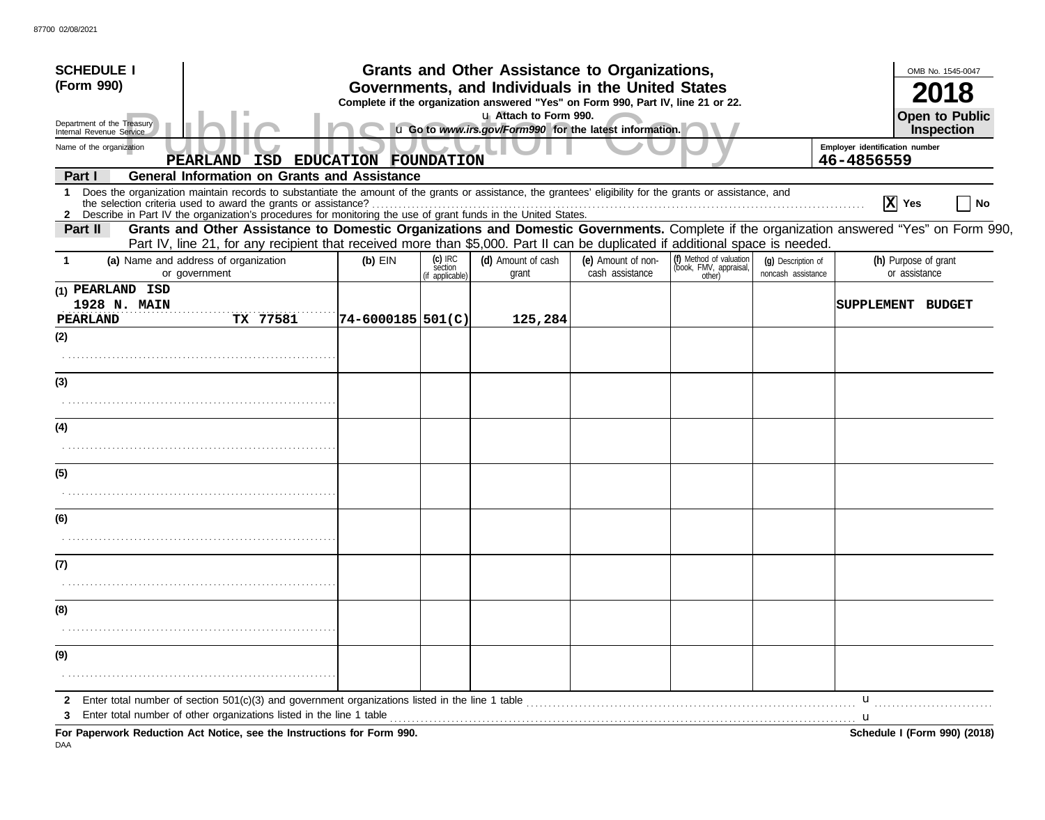**SCHEDULE I (Form 990)**

Department of the Treasury
Internal Revenue Service

# Grants and Other Assistance to Organizations, Governments, and Individuals in the United States

**Complete if the organization answered "Yes" on Form 990, Part IV, line 21 or 22.**

u Attach to Form 990.

u Go to *www.irs.gov/Form990* for the latest information.

OMB No. 1545-0047

**2018**

**Open to Public Inspection**

Name of the organization: PEARLAND ISD EDUCATION FOUNDATION

Employer identification number: 46-4856559

**Part I — General Information on Grants and Assistance**

1 Does the organization maintain records to substantiate the amount of the grants or assistance, the grantees' eligibility for the grants or assistance, and the selection criteria used to award the grants or assistance? [X] Yes [ ] No

2 Describe in Part IV the organization's procedures for monitoring the use of grant funds in the United States.

**Part II — Grants and Other Assistance to Domestic Organizations and Domestic Governments.** Complete if the organization answered "Yes" on Form 990, Part IV, line 21, for any recipient that received more than $5,000. Part II can be duplicated if additional space is needed.

| 1 | (a) Name and address of organization or government | (b) EIN | (c) IRC section (if applicable) | (d) Amount of cash grant | (e) Amount of non-cash assistance | (f) Method of valuation (book, FMV, appraisal, other) | (g) Description of noncash assistance | (h) Purpose of grant or assistance |
|---|---|---|---|---|---|---|---|---|
| (1) | PEARLAND ISD<br>1928 N. MAIN<br>PEARLAND TX 77581 | 74-6000185 | 501(C) | 125,284 | | | | SUPPLEMENT BUDGET |
| (2) | | | | | | | | |
| (3) | | | | | | | | |
| (4) | | | | | | | | |
| (5) | | | | | | | | |
| (6) | | | | | | | | |
| (7) | | | | | | | | |
| (8) | | | | | | | | |
| (9) | | | | | | | | |

2 Enter total number of section 501(c)(3) and government organizations listed in the line 1 table u

3 Enter total number of other organizations listed in the line 1 table u

**For Paperwork Reduction Act Notice, see the Instructions for Form 990.**

**Schedule I (Form 990) (2018)**

DAA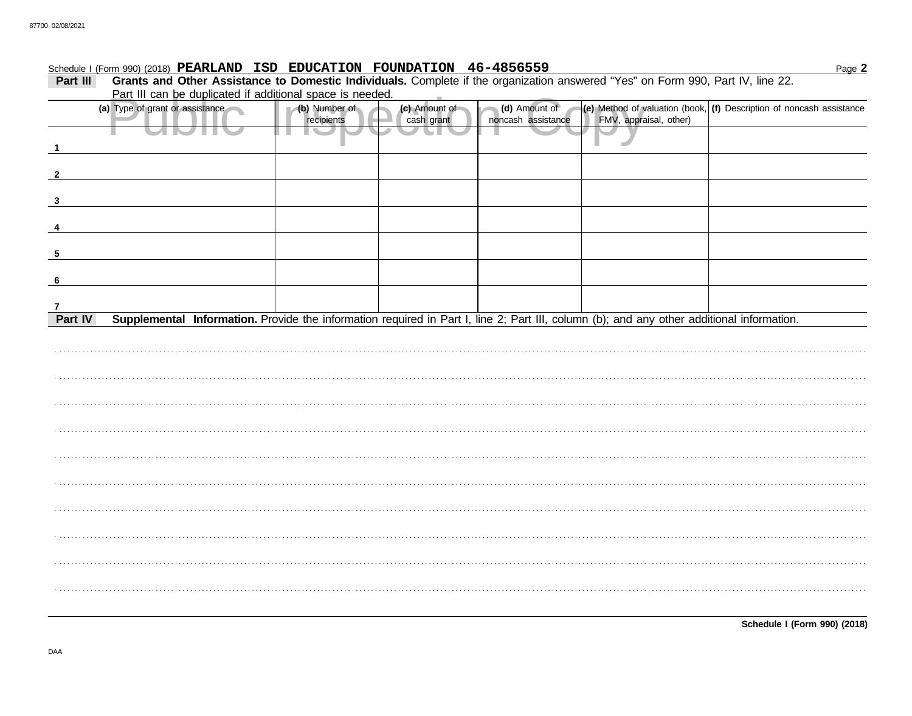Schedule I (Form 990) (2018) **PEARLAND ISD EDUCATION FOUNDATION 46-4856559** Page **2**

**Part III** **Grants and Other Assistance to Domestic Individuals.** Complete if the organization answered "Yes" on Form 990, Part IV, line 22. Part III can be duplicated if additional space is needed.

| (a) Type of grant or assistance | (b) Number of recipients | (c) Amount of cash grant | (d) Amount of noncash assistance | (e) Method of valuation (book, FMV, appraisal, other) | (f) Description of noncash assistance |
|---|---|---|---|---|---|
| 1 | | | | | |
| 2 | | | | | |
| 3 | | | | | |
| 4 | | | | | |
| 5 | | | | | |
| 6 | | | | | |
| 7 | | | | | |

**Part IV** **Supplemental Information.** Provide the information required in Part I, line 2; Part III, column (b); and any other additional information.

**Schedule I (Form 990) (2018)**

DAA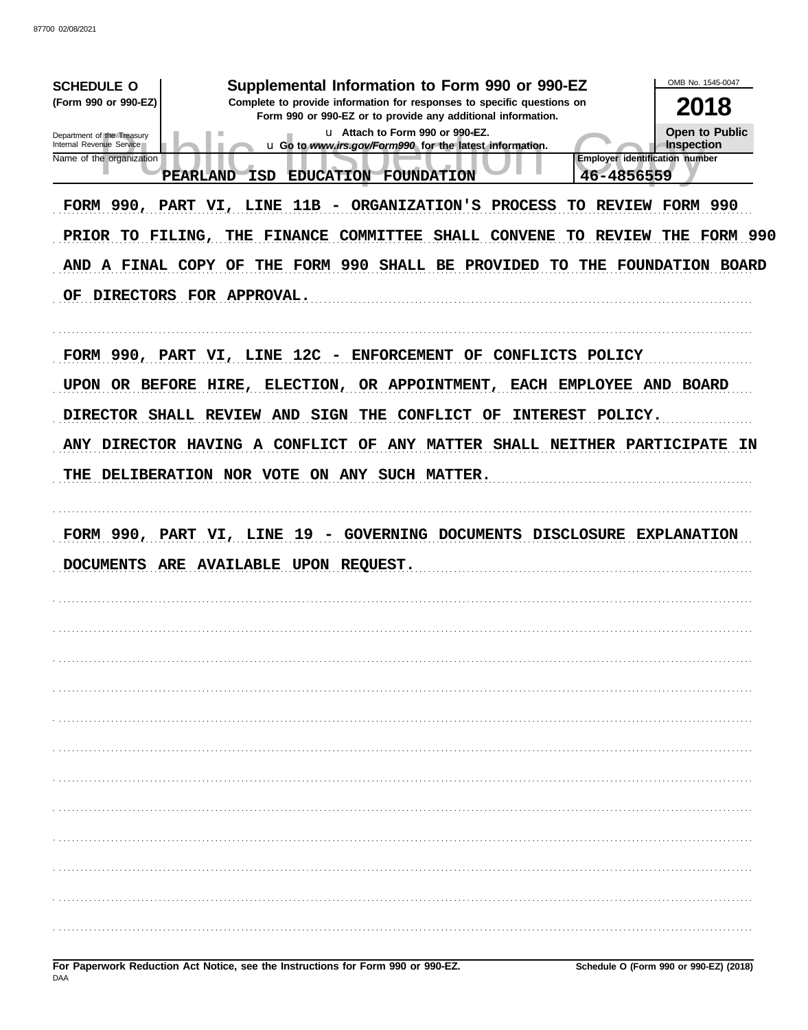**SCHEDULE O**
**(Form 990 or 990-EZ)**

Department of the Treasury
Internal Revenue Service

# Supplemental Information to Form 990 or 990-EZ

**Complete to provide information for responses to specific questions on Form 990 or 990-EZ or to provide any additional information.**

u Attach to Form 990 or 990-EZ.
u Go to *www.irs.gov/Form990* for the latest information.

OMB No. 1545-0047

**2018**

**Open to Public Inspection**

Name of the organization: PEARLAND ISD EDUCATION FOUNDATION

Employer identification number: 46-4856559

FORM 990, PART VI, LINE 11B - ORGANIZATION'S PROCESS TO REVIEW FORM 990

PRIOR TO FILING, THE FINANCE COMMITTEE SHALL CONVENE TO REVIEW THE FORM 990 AND A FINAL COPY OF THE FORM 990 SHALL BE PROVIDED TO THE FOUNDATION BOARD OF DIRECTORS FOR APPROVAL.

FORM 990, PART VI, LINE 12C - ENFORCEMENT OF CONFLICTS POLICY

UPON OR BEFORE HIRE, ELECTION, OR APPOINTMENT, EACH EMPLOYEE AND BOARD DIRECTOR SHALL REVIEW AND SIGN THE CONFLICT OF INTEREST POLICY. ANY DIRECTOR HAVING A CONFLICT OF ANY MATTER SHALL NEITHER PARTICIPATE IN THE DELIBERATION NOR VOTE ON ANY SUCH MATTER.

FORM 990, PART VI, LINE 19 - GOVERNING DOCUMENTS DISCLOSURE EXPLANATION

DOCUMENTS ARE AVAILABLE UPON REQUEST.

**For Paperwork Reduction Act Notice, see the Instructions for Form 990 or 990-EZ.**

**Schedule O (Form 990 or 990-EZ) (2018)**